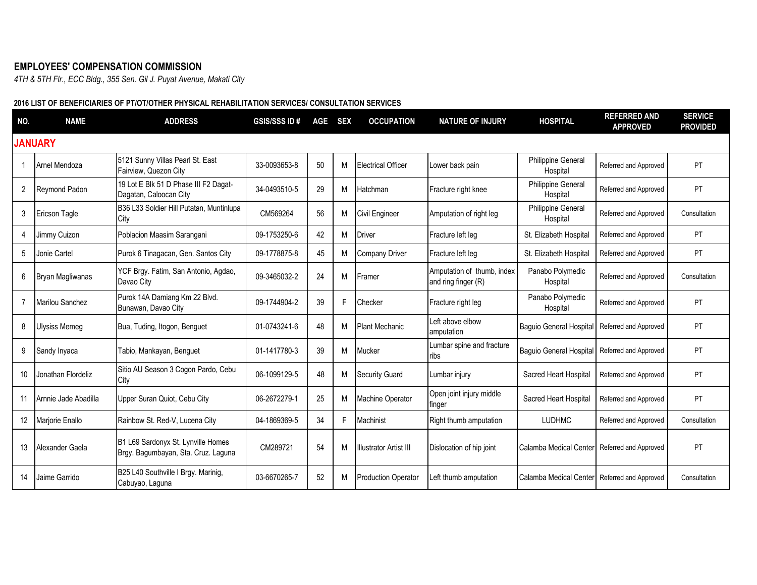# EMPLOYEES' COMPENSATION COMMISSION

*4TH & 5TH Flr., ECC Bldg., 355 Sen. Gil J. Puyat Avenue, Makati City*

**2016 LIST OF BENEFICIARIES OF PT/OT/OTHER PHYSICAL REHABILITATION SERVICES/ CONSULTATION SERVICES**

| NO. | NAME | ADDRESS | GSIS/SSS ID # | AGE | SEX | OCCUPATION | NATURE OF INJURY | HOSPITAL | REFERRED AND APPROVED | SERVICE PROVIDED |
|---|---|---|---|---|---|---|---|---|---|---|
| **JANUARY** | | | | | | | | | | |
| 1 | Arnel Mendoza | 5121 Sunny Villas Pearl St. East Fairview, Quezon City | 33-0093653-8 | 50 | M | Electrical Officer | Lower back pain | Philippine General Hospital | Referred and Approved | PT |
| 2 | Reymond Padon | 19 Lot E Blk 51 D Phase III F2 Dagat-Dagatan, Caloocan City | 34-0493510-5 | 29 | M | Hatchman | Fracture right knee | Philippine General Hospital | Referred and Approved | PT |
| 3 | Ericson Tagle | B36 L33 Soldier Hill Putatan, Muntinlupa City | CM569264 | 56 | M | Civil Engineer | Amputation of right leg | Philippine General Hospital | Referred and Approved | Consultation |
| 4 | Jimmy Cuizon | Poblacion Maasim Sarangani | 09-1753250-6 | 42 | M | Driver | Fracture left leg | St. Elizabeth Hospital | Referred and Approved | PT |
| 5 | Jonie Cartel | Purok 6 Tinagacan, Gen. Santos City | 09-1778875-8 | 45 | M | Company Driver | Fracture left leg | St. Elizabeth Hospital | Referred and Approved | PT |
| 6 | Bryan Magliwanas | YCF Brgy. Fatim, San Antonio, Agdao, Davao City | 09-3465032-2 | 24 | M | Framer | Amputation of thumb, index and ring finger (R) | Panabo Polymedic Hospital | Referred and Approved | Consultation |
| 7 | Marilou Sanchez | Purok 14A Damiang Km 22 Blvd. Bunawan, Davao City | 09-1744904-2 | 39 | F | Checker | Fracture right leg | Panabo Polymedic Hospital | Referred and Approved | PT |
| 8 | Ulysiss Memeg | Bua, Tuding, Itogon, Benguet | 01-0743241-6 | 48 | M | Plant Mechanic | Left above elbow amputation | Baguio General Hospital | Referred and Approved | PT |
| 9 | Sandy Inyaca | Tabio, Mankayan, Benguet | 01-1417780-3 | 39 | M | Mucker | Lumbar spine and fracture ribs | Baguio General Hospital | Referred and Approved | PT |
| 10 | Jonathan Flordeliz | Sitio AU Season 3 Cogon Pardo, Cebu City | 06-1099129-5 | 48 | M | Security Guard | Lumbar injury | Sacred Heart Hospital | Referred and Approved | PT |
| 11 | Arnnie Jade Abadilla | Upper Suran Quiot, Cebu City | 06-2672279-1 | 25 | M | Machine Operator | Open joint injury middle finger | Sacred Heart Hospital | Referred and Approved | PT |
| 12 | Marjorie Enallo | Rainbow St. Red-V, Lucena City | 04-1869369-5 | 34 | F | Machinist | Right thumb amputation | LUDHMC | Referred and Approved | Consultation |
| 13 | Alexander Gaela | B1 L69 Sardonyx St. Lynville Homes Brgy. Bagumbayan, Sta. Cruz. Laguna | CM289721 | 54 | M | Illustrator Artist III | Dislocation of hip joint | Calamba Medical Center | Referred and Approved | PT |
| 14 | Jaime Garrido | B25 L40 Southville I Brgy. Marinig, Cabuyao, Laguna | 03-6670265-7 | 52 | M | Production Operator | Left thumb amputation | Calamba Medical Center | Referred and Approved | Consultation |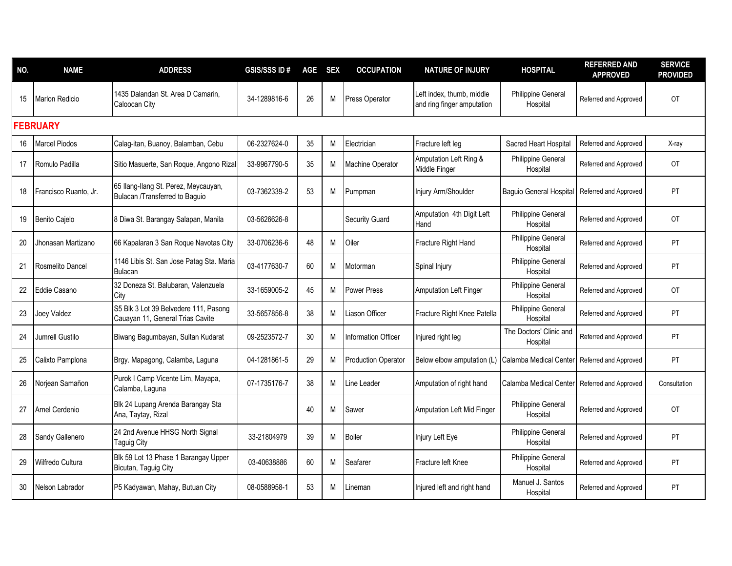| NO. | NAME | ADDRESS | GSIS/SSS ID # | AGE | SEX | OCCUPATION | NATURE OF INJURY | HOSPITAL | REFERRED AND APPROVED | SERVICE PROVIDED |
|---|---|---|---|---|---|---|---|---|---|---|
| 15 | Marlon Redicio | 1435 Dalandan St. Area D Camarin, Caloocan City | 34-1289816-6 | 26 | M | Press Operator | Left index, thumb, middle and ring finger amputation | Philippine General Hospital | Referred and Approved | OT |
| **FEBRUARY** | | | | | | | | | | |
| 16 | Marcel Piodos | Calag-itan, Buanoy, Balamban, Cebu | 06-2327624-0 | 35 | M | Electrician | Fracture left leg | Sacred Heart Hospital | Referred and Approved | X-ray |
| 17 | Romulo Padilla | Sitio Masuerte, San Roque, Angono Rizal | 33-9967790-5 | 35 | M | Machine Operator | Amputation Left Ring & Middle Finger | Philippine General Hospital | Referred and Approved | OT |
| 18 | Francisco Ruanto, Jr. | 65 Ilang-Ilang St. Perez, Meycauyan, Bulacan /Transferred to Baguio | 03-7362339-2 | 53 | M | Pumpman | Injury Arm/Shoulder | Baguio General Hospital | Referred and Approved | PT |
| 19 | Benito Cajelo | 8 Diwa St. Barangay Salapan, Manila | 03-5626626-8 | | | Security Guard | Amputation 4th Digit Left Hand | Philippine General Hospital | Referred and Approved | OT |
| 20 | Jhonasan Martizano | 66 Kapalaran 3 San Roque Navotas City | 33-0706236-6 | 48 | M | Oiler | Fracture Right Hand | Philippine General Hospital | Referred and Approved | PT |
| 21 | Rosmelito Dancel | 1146 Libis St. San Jose Patag Sta. Maria Bulacan | 03-4177630-7 | 60 | M | Motorman | Spinal Injury | Philippine General Hospital | Referred and Approved | PT |
| 22 | Eddie Casano | 32 Doneza St. Balubaran, Valenzuela City | 33-1659005-2 | 45 | M | Power Press | Amputation Left Finger | Philippine General Hospital | Referred and Approved | OT |
| 23 | Joey Valdez | S5 Blk 3 Lot 39 Belvedere 111, Pasong Cauayan 11, General Trias Cavite | 33-5657856-8 | 38 | M | Liason Officer | Fracture Right Knee Patella | Philippine General Hospital | Referred and Approved | PT |
| 24 | Jumrell Gustilo | Biwang Bagumbayan, Sultan Kudarat | 09-2523572-7 | 30 | M | Information Officer | Injured right leg | The Doctors' Clinic and Hospital | Referred and Approved | PT |
| 25 | Calixto Pamplona | Brgy. Mapagong, Calamba, Laguna | 04-1281861-5 | 29 | M | Production Operator | Below elbow amputation (L) | Calamba Medical Center | Referred and Approved | PT |
| 26 | Norjean Samañon | Purok I Camp Vicente Lim, Mayapa, Calamba, Laguna | 07-1735176-7 | 38 | M | Line Leader | Amputation of right hand | Calamba Medical Center | Referred and Approved | Consultation |
| 27 | Arnel Cerdenio | Blk 24 Lupang Arenda Barangay Sta Ana, Taytay, Rizal | | 40 | M | Sawer | Amputation Left Mid Finger | Philippine General Hospital | Referred and Approved | OT |
| 28 | Sandy Gallenero | 24 2nd Avenue HHSG North Signal Taguig City | 33-21804979 | 39 | M | Boiler | Injury Left Eye | Philippine General Hospital | Referred and Approved | PT |
| 29 | Wilfredo Cultura | Blk 59 Lot 13 Phase 1 Barangay Upper Bicutan, Taguig City | 03-40638886 | 60 | M | Seafarer | Fracture left Knee | Philippine General Hospital | Referred and Approved | PT |
| 30 | Nelson Labrador | P5 Kadyawan, Mahay, Butuan City | 08-0588958-1 | 53 | M | Lineman | Injured left and right hand | Manuel J. Santos Hospital | Referred and Approved | PT |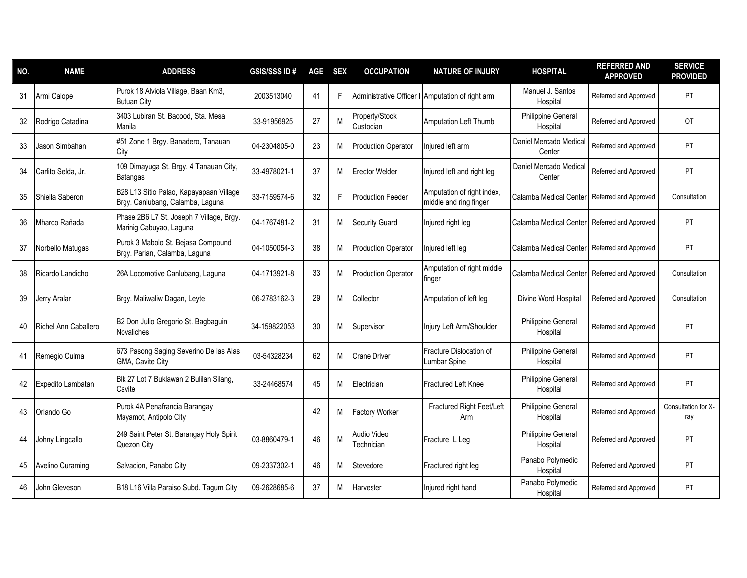| NO. | NAME | ADDRESS | GSIS/SSS ID # | AGE | SEX | OCCUPATION | NATURE OF INJURY | HOSPITAL | REFERRED AND APPROVED | SERVICE PROVIDED |
|---|---|---|---|---|---|---|---|---|---|---|
| 31 | Armi Calope | Purok 18 Alviola Village, Baan Km3, Butuan City | 2003513040 | 41 | F | Administrative Officer I | Amputation of right arm | Manuel J. Santos Hospital | Referred and Approved | PT |
| 32 | Rodrigo Catadina | 3403 Lubiran St. Bacood, Sta. Mesa Manila | 33-91956925 | 27 | M | Property/Stock Custodian | Amputation Left Thumb | Philippine General Hospital | Referred and Approved | OT |
| 33 | Jason Simbahan | #51 Zone 1 Brgy. Banadero, Tanauan City | 04-2304805-0 | 23 | M | Production Operator | Injured left arm | Daniel Mercado Medical Center | Referred and Approved | PT |
| 34 | Carlito Selda, Jr. | 109 Dimayuga St. Brgy. 4 Tanauan City, Batangas | 33-4978021-1 | 37 | M | Erector Welder | Injured left and right leg | Daniel Mercado Medical Center | Referred and Approved | PT |
| 35 | Shiella Saberon | B28 L13 Sitio Palao, Kapayapaan Village Brgy. Canlubang, Calamba, Laguna | 33-7159574-6 | 32 | F | Production Feeder | Amputation of right index, middle and ring finger | Calamba Medical Center | Referred and Approved | Consultation |
| 36 | Mharco Rañada | Phase 2B6 L7 St. Joseph 7 Village, Brgy. Marinig Cabuyao, Laguna | 04-1767481-2 | 31 | M | Security Guard | Injured right leg | Calamba Medical Center | Referred and Approved | PT |
| 37 | Norbello Matugas | Purok 3 Mabolo St. Bejasa Compound Brgy. Parian, Calamba, Laguna | 04-1050054-3 | 38 | M | Production Operator | Injured left leg | Calamba Medical Center | Referred and Approved | PT |
| 38 | Ricardo Landicho | 26A Locomotive Canlubang, Laguna | 04-1713921-8 | 33 | M | Production Operator | Amputation of right middle finger | Calamba Medical Center | Referred and Approved | Consultation |
| 39 | Jerry Aralar | Brgy. Maliwaliw Dagan, Leyte | 06-2783162-3 | 29 | M | Collector | Amputation of left leg | Divine Word Hospital | Referred and Approved | Consultation |
| 40 | Richel Ann Caballero | B2 Don Julio Gregorio St. Bagbaguin Novaliches | 34-159822053 | 30 | M | Supervisor | Injury Left Arm/Shoulder | Philippine General Hospital | Referred and Approved | PT |
| 41 | Remegio Culma | 673 Pasong Saging Severino De las Alas GMA, Cavite City | 03-54328234 | 62 | M | Crane Driver | Fracture Dislocation of Lumbar Spine | Philippine General Hospital | Referred and Approved | PT |
| 42 | Expedito Lambatan | Blk 27 Lot 7 Buklawan 2 Bulilan Silang, Cavite | 33-24468574 | 45 | M | Electrician | Fractured Left Knee | Philippine General Hospital | Referred and Approved | PT |
| 43 | Orlando Go | Purok 4A Penafrancia Barangay Mayamot, Antipolo City | | 42 | M | Factory Worker | Fractured Right Feet/Left Arm | Philippine General Hospital | Referred and Approved | Consultation for X-ray |
| 44 | Johny Lingcallo | 249 Saint Peter St. Barangay Holy Spirit Quezon City | 03-8860479-1 | 46 | M | Audio Video Technician | Fracture L Leg | Philippine General Hospital | Referred and Approved | PT |
| 45 | Avelino Curaming | Salvacion, Panabo City | 09-2337302-1 | 46 | M | Stevedore | Fractured right leg | Panabo Polymedic Hospital | Referred and Approved | PT |
| 46 | John Gleveson | B18 L16 Villa Paraiso Subd. Tagum City | 09-2628685-6 | 37 | M | Harvester | Injured right hand | Panabo Polymedic Hospital | Referred and Approved | PT |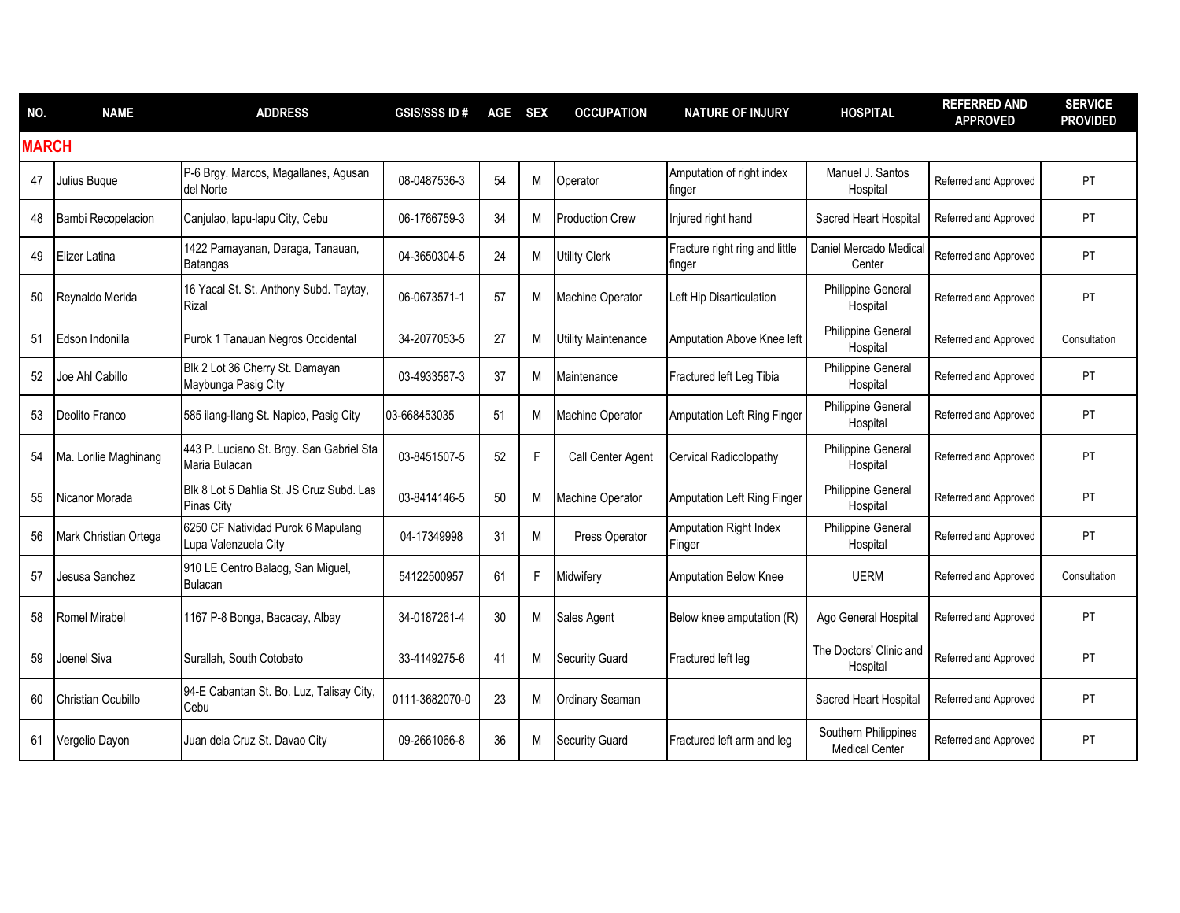| NO. | NAME | ADDRESS | GSIS/SSS ID # | AGE | SEX | OCCUPATION | NATURE OF INJURY | HOSPITAL | REFERRED AND APPROVED | SERVICE PROVIDED |
|---|---|---|---|---|---|---|---|---|---|---|
| **MARCH** | | | | | | | | | | |
| 47 | Julius Buque | P-6 Brgy. Marcos, Magallanes, Agusan del Norte | 08-0487536-3 | 54 | M | Operator | Amputation of right index finger | Manuel J. Santos Hospital | Referred and Approved | PT |
| 48 | Bambi Recopelacion | Canjulao, lapu-lapu City, Cebu | 06-1766759-3 | 34 | M | Production Crew | Injured right hand | Sacred Heart Hospital | Referred and Approved | PT |
| 49 | Elizer Latina | 1422 Pamayanan, Daraga, Tanauan, Batangas | 04-3650304-5 | 24 | M | Utility Clerk | Fracture right ring and little finger | Daniel Mercado Medical Center | Referred and Approved | PT |
| 50 | Reynaldo Merida | 16 Yacal St. St. Anthony Subd. Taytay, Rizal | 06-0673571-1 | 57 | M | Machine Operator | Left Hip Disarticulation | Philippine General Hospital | Referred and Approved | PT |
| 51 | Edson Indonilla | Purok 1 Tanauan Negros Occidental | 34-2077053-5 | 27 | M | Utility Maintenance | Amputation Above Knee left | Philippine General Hospital | Referred and Approved | Consultation |
| 52 | Joe Ahl Cabillo | Blk 2 Lot 36 Cherry St. Damayan Maybunga Pasig City | 03-4933587-3 | 37 | M | Maintenance | Fractured left Leg Tibia | Philippine General Hospital | Referred and Approved | PT |
| 53 | Deolito Franco | 585 ilang-Ilang St. Napico, Pasig City | 03-668453035 | 51 | M | Machine Operator | Amputation Left Ring Finger | Philippine General Hospital | Referred and Approved | PT |
| 54 | Ma. Lorilie Maghinang | 443 P. Luciano St. Brgy. San Gabriel Sta Maria Bulacan | 03-8451507-5 | 52 | F | Call Center Agent | Cervical Radicolopathy | Philippine General Hospital | Referred and Approved | PT |
| 55 | Nicanor Morada | Blk 8 Lot 5 Dahlia St. JS Cruz Subd. Las Pinas City | 03-8414146-5 | 50 | M | Machine Operator | Amputation Left Ring Finger | Philippine General Hospital | Referred and Approved | PT |
| 56 | Mark Christian Ortega | 6250 CF Natividad Purok 6 Mapulang Lupa Valenzuela City | 04-17349998 | 31 | M | Press Operator | Amputation Right Index Finger | Philippine General Hospital | Referred and Approved | PT |
| 57 | Jesusa Sanchez | 910 LE Centro Balaog, San Miguel, Bulacan | 54122500957 | 61 | F | Midwifery | Amputation Below Knee | UERM | Referred and Approved | Consultation |
| 58 | Romel Mirabel | 1167 P-8 Bonga, Bacacay, Albay | 34-0187261-4 | 30 | M | Sales Agent | Below knee amputation (R) | Ago General Hospital | Referred and Approved | PT |
| 59 | Joenel Siva | Surallah, South Cotobato | 33-4149275-6 | 41 | M | Security Guard | Fractured left leg | The Doctors' Clinic and Hospital | Referred and Approved | PT |
| 60 | Christian Ocubillo | 94-E Cabantan St. Bo. Luz, Talisay City, Cebu | 0111-3682070-0 | 23 | M | Ordinary Seaman | | Sacred Heart Hospital | Referred and Approved | PT |
| 61 | Vergelio Dayon | Juan dela Cruz St. Davao City | 09-2661066-8 | 36 | M | Security Guard | Fractured left arm and leg | Southern Philippines Medical Center | Referred and Approved | PT |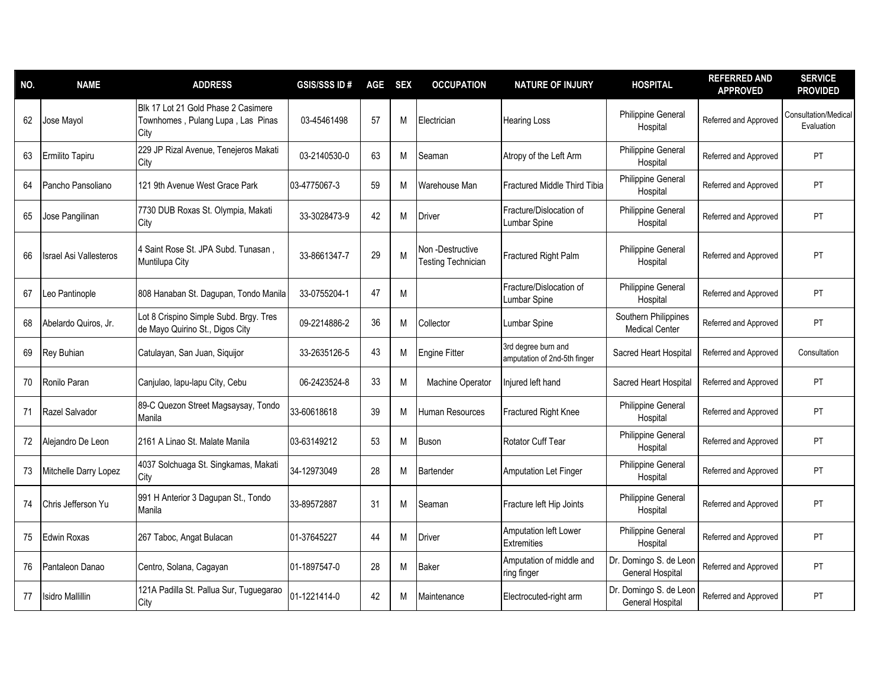| NO. | NAME | ADDRESS | GSIS/SSS ID # | AGE | SEX | OCCUPATION | NATURE OF INJURY | HOSPITAL | REFERRED AND APPROVED | SERVICE PROVIDED |
|---|---|---|---|---|---|---|---|---|---|---|
| 62 | Jose Mayol | Blk 17 Lot 21 Gold Phase 2 Casimere Townhomes , Pulang Lupa , Las Pinas City | 03-45461498 | 57 | M | Electrician | Hearing Loss | Philippine General Hospital | Referred and Approved | Consultation/Medical Evaluation |
| 63 | Ermilito Tapiru | 229 JP Rizal Avenue, Tenejeros Makati City | 03-2140530-0 | 63 | M | Seaman | Atropy of the Left Arm | Philippine General Hospital | Referred and Approved | PT |
| 64 | Pancho Pansoliano | 121 9th Avenue West Grace Park | 03-4775067-3 | 59 | M | Warehouse Man | Fractured Middle Third Tibia | Philippine General Hospital | Referred and Approved | PT |
| 65 | Jose Pangilinan | 7730 DUB Roxas St. Olympia, Makati City | 33-3028473-9 | 42 | M | Driver | Fracture/Dislocation of Lumbar Spine | Philippine General Hospital | Referred and Approved | PT |
| 66 | Israel Asi Vallesteros | 4 Saint Rose St. JPA Subd. Tunasan , Muntilupa City | 33-8661347-7 | 29 | M | Non -Destructive Testing Technician | Fractured Right Palm | Philippine General Hospital | Referred and Approved | PT |
| 67 | Leo Pantinople | 808 Hanaban St. Dagupan, Tondo Manila | 33-0755204-1 | 47 | M | | Fracture/Dislocation of Lumbar Spine | Philippine General Hospital | Referred and Approved | PT |
| 68 | Abelardo Quiros, Jr. | Lot 8 Crispino Simple Subd. Brgy. Tres de Mayo Quirino St., Digos City | 09-2214886-2 | 36 | M | Collector | Lumbar Spine | Southern Philippines Medical Center | Referred and Approved | PT |
| 69 | Rey Buhian | Catulayan, San Juan, Siquijor | 33-2635126-5 | 43 | M | Engine Fitter | 3rd degree burn and amputation of 2nd-5th finger | Sacred Heart Hospital | Referred and Approved | Consultation |
| 70 | Ronilo Paran | Canjulao, lapu-lapu City, Cebu | 06-2423524-8 | 33 | M | Machine Operator | Injured left hand | Sacred Heart Hospital | Referred and Approved | PT |
| 71 | Razel Salvador | 89-C Quezon Street Magsaysay, Tondo Manila | 33-60618618 | 39 | M | Human Resources | Fractured Right Knee | Philippine General Hospital | Referred and Approved | PT |
| 72 | Alejandro De Leon | 2161 A Linao St. Malate Manila | 03-63149212 | 53 | M | Buson | Rotator Cuff Tear | Philippine General Hospital | Referred and Approved | PT |
| 73 | Mitchelle Darry Lopez | 4037 Solchuaga St. Singkamas, Makati City | 34-12973049 | 28 | M | Bartender | Amputation Let Finger | Philippine General Hospital | Referred and Approved | PT |
| 74 | Chris Jefferson Yu | 991 H Anterior 3 Dagupan St., Tondo Manila | 33-89572887 | 31 | M | Seaman | Fracture left Hip Joints | Philippine General Hospital | Referred and Approved | PT |
| 75 | Edwin Roxas | 267 Taboc, Angat Bulacan | 01-37645227 | 44 | M | Driver | Amputation left Lower Extremities | Philippine General Hospital | Referred and Approved | PT |
| 76 | Pantaleon Danao | Centro, Solana, Cagayan | 01-1897547-0 | 28 | M | Baker | Amputation of middle and ring finger | Dr. Domingo S. de Leon General Hospital | Referred and Approved | PT |
| 77 | Isidro Mallillin | 121A Padilla St. Pallua Sur, Tuguegarao City | 01-1221414-0 | 42 | M | Maintenance | Electrocuted-right arm | Dr. Domingo S. de Leon General Hospital | Referred and Approved | PT |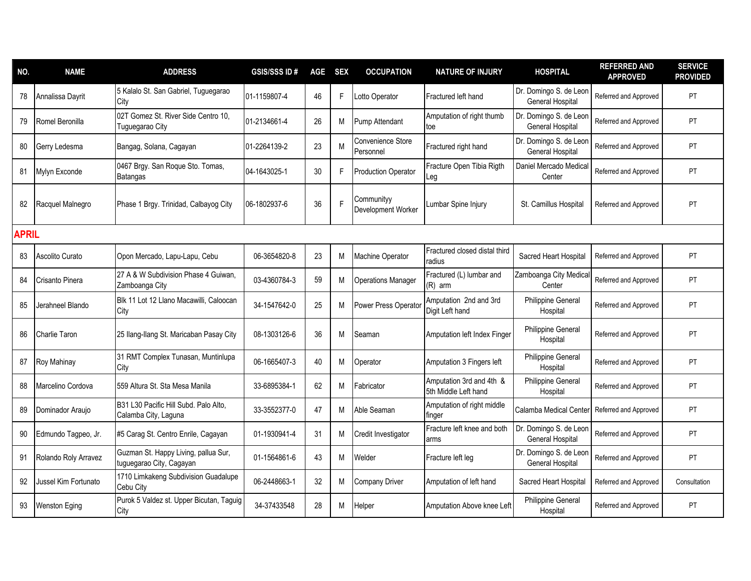| NO. | NAME | ADDRESS | GSIS/SSS ID # | AGE | SEX | OCCUPATION | NATURE OF INJURY | HOSPITAL | REFERRED AND APPROVED | SERVICE PROVIDED |
|---|---|---|---|---|---|---|---|---|---|---|
| 78 | Annalissa Dayrit | 5 Kalalo St. San Gabriel, Tuguegarao City | 01-1159807-4 | 46 | F | Lotto Operator | Fractured left hand | Dr. Domingo S. de Leon General Hospital | Referred and Approved | PT |
| 79 | Romel Beronilla | 02T Gomez St. River Side Centro 10, Tuguegarao City | 01-2134661-4 | 26 | M | Pump Attendant | Amputation of right thumb toe | Dr. Domingo S. de Leon General Hospital | Referred and Approved | PT |
| 80 | Gerry Ledesma | Bangag, Solana, Cagayan | 01-2264139-2 | 23 | M | Convenience Store Personnel | Fractured right hand | Dr. Domingo S. de Leon General Hospital | Referred and Approved | PT |
| 81 | Mylyn Exconde | 0467 Brgy. San Roque Sto. Tomas, Batangas | 04-1643025-1 | 30 | F | Production Operator | Fracture Open Tibia Rigth Leg | Daniel Mercado Medical Center | Referred and Approved | PT |
| 82 | Racquel Malnegro | Phase 1 Brgy. Trinidad, Calbayog City | 06-1802937-6 | 36 | F | Communityy Development Worker | Lumbar Spine Injury | St. Camillus Hospital | Referred and Approved | PT |
| **APRIL** | | | | | | | | | | |
| 83 | Ascolito Curato | Opon Mercado, Lapu-Lapu, Cebu | 06-3654820-8 | 23 | M | Machine Operator | Fractured closed distal third radius | Sacred Heart Hospital | Referred and Approved | PT |
| 84 | Crisanto Pinera | 27 A & W Subdivision Phase 4 Guiwan, Zamboanga City | 03-4360784-3 | 59 | M | Operations Manager | Fractured (L) lumbar and (R) arm | Zamboanga City Medical Center | Referred and Approved | PT |
| 85 | Jerahneel Blando | Blk 11 Lot 12 Llano Macawilli, Caloocan City | 34-1547642-0 | 25 | M | Power Press Operator | Amputation 2nd and 3rd Digit Left hand | Philippine General Hospital | Referred and Approved | PT |
| 86 | Charlie Taron | 25 Ilang-Ilang St. Maricaban Pasay City | 08-1303126-6 | 36 | M | Seaman | Amputation left Index Finger | Philippine General Hospital | Referred and Approved | PT |
| 87 | Roy Mahinay | 31 RMT Complex Tunasan, Muntinlupa City | 06-1665407-3 | 40 | M | Operator | Amputation 3 Fingers left | Philippine General Hospital | Referred and Approved | PT |
| 88 | Marcelino Cordova | 559 Altura St. Sta Mesa Manila | 33-6895384-1 | 62 | M | Fabricator | Amputation 3rd and 4th & 5th Middle Left hand | Philippine General Hospital | Referred and Approved | PT |
| 89 | Dominador Araujo | B31 L30 Pacific Hill Subd. Palo Alto, Calamba City, Laguna | 33-3552377-0 | 47 | M | Able Seaman | Amputation of right middle finger | Calamba Medical Center | Referred and Approved | PT |
| 90 | Edmundo Tagpeo, Jr. | #5 Carag St. Centro Enrile, Cagayan | 01-1930941-4 | 31 | M | Credit Investigator | Fracture left knee and both arms | Dr. Domingo S. de Leon General Hospital | Referred and Approved | PT |
| 91 | Rolando Roly Arravez | Guzman St. Happy Living, pallua Sur, tuguegarao City, Cagayan | 01-1564861-6 | 43 | M | Welder | Fracture left leg | Dr. Domingo S. de Leon General Hospital | Referred and Approved | PT |
| 92 | Jussel Kim Fortunato | 1710 Limkakeng Subdivision Guadalupe Cebu City | 06-2448663-1 | 32 | M | Company Driver | Amputation of left hand | Sacred Heart Hospital | Referred and Approved | Consultation |
| 93 | Wenston Eging | Purok 5 Valdez st. Upper Bicutan, Taguig City | 34-37433548 | 28 | M | Helper | Amputation Above knee Left | Philippine General Hospital | Referred and Approved | PT |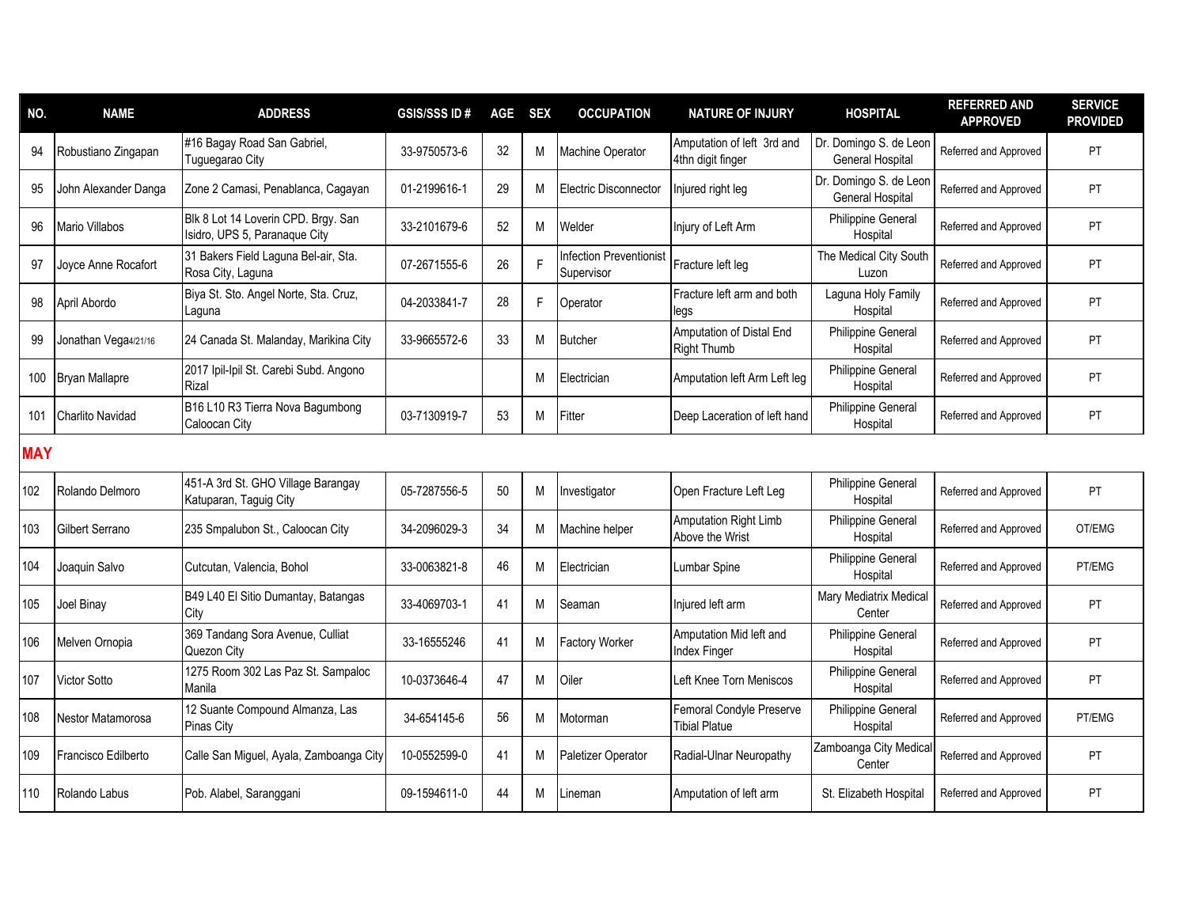| NO. | NAME | ADDRESS | GSIS/SSS ID # | AGE | SEX | OCCUPATION | NATURE OF INJURY | HOSPITAL | REFERRED AND APPROVED | SERVICE PROVIDED |
|---|---|---|---|---|---|---|---|---|---|---|
| 94 | Robustiano Zingapan | #16 Bagay Road San Gabriel, Tuguegarao City | 33-9750573-6 | 32 | M | Machine Operator | Amputation of left 3rd and 4thn digit finger | Dr. Domingo S. de Leon General Hospital | Referred and Approved | PT |
| 95 | John Alexander Danga | Zone 2 Camasi, Penablanca, Cagayan | 01-2199616-1 | 29 | M | Electric Disconnector | Injured right leg | Dr. Domingo S. de Leon General Hospital | Referred and Approved | PT |
| 96 | Mario Villabos | Blk 8 Lot 14 Loverin CPD. Brgy. San Isidro, UPS 5, Paranaque City | 33-2101679-6 | 52 | M | Welder | Injury of Left Arm | Philippine General Hospital | Referred and Approved | PT |
| 97 | Joyce Anne Rocafort | 31 Bakers Field Laguna Bel-air, Sta. Rosa City, Laguna | 07-2671555-6 | 26 | F | Infection Preventionist Supervisor | Fracture left leg | The Medical City South Luzon | Referred and Approved | PT |
| 98 | April Abordo | Biya St. Sto. Angel Norte, Sta. Cruz, Laguna | 04-2033841-7 | 28 | F | Operator | Fracture left arm and both legs | Laguna Holy Family Hospital | Referred and Approved | PT |
| 99 | Jonathan Vega4/21/16 | 24 Canada St. Malanday, Marikina City | 33-9665572-6 | 33 | M | Butcher | Amputation of Distal End Right Thumb | Philippine General Hospital | Referred and Approved | PT |
| 100 | Bryan Mallapre | 2017 Ipil-Ipil St. Carebi Subd. Angono Rizal | | | M | Electrician | Amputation left Arm Left leg | Philippine General Hospital | Referred and Approved | PT |
| 101 | Charlito Navidad | B16 L10 R3 Tierra Nova Bagumbong Caloocan City | 03-7130919-7 | 53 | M | Fitter | Deep Laceration of left hand | Philippine General Hospital | Referred and Approved | PT |
| **MAY** | | | | | | | | | | |
| 102 | Rolando Delmoro | 451-A 3rd St. GHO Village Barangay Katuparan, Taguig City | 05-7287556-5 | 50 | M | Investigator | Open Fracture Left Leg | Philippine General Hospital | Referred and Approved | PT |
| 103 | Gilbert Serrano | 235 Smpalubon St., Caloocan City | 34-2096029-3 | 34 | M | Machine helper | Amputation Right Limb Above the Wrist | Philippine General Hospital | Referred and Approved | OT/EMG |
| 104 | Joaquin Salvo | Cutcutan, Valencia, Bohol | 33-0063821-8 | 46 | M | Electrician | Lumbar Spine | Philippine General Hospital | Referred and Approved | PT/EMG |
| 105 | Joel Binay | B49 L40 El Sitio Dumantay, Batangas City | 33-4069703-1 | 41 | M | Seaman | Injured left arm | Mary Mediatrix Medical Center | Referred and Approved | PT |
| 106 | Melven Ornopia | 369 Tandang Sora Avenue, Culliat Quezon City | 33-16555246 | 41 | M | Factory Worker | Amputation Mid left and Index Finger | Philippine General Hospital | Referred and Approved | PT |
| 107 | Victor Sotto | 1275 Room 302 Las Paz St. Sampaloc Manila | 10-0373646-4 | 47 | M | Oiler | Left Knee Torn Meniscos | Philippine General Hospital | Referred and Approved | PT |
| 108 | Nestor Matamorosa | 12 Suante Compound Almanza, Las Pinas City | 34-654145-6 | 56 | M | Motorman | Femoral Condyle Preserve Tibial Platue | Philippine General Hospital | Referred and Approved | PT/EMG |
| 109 | Francisco Edilberto | Calle San Miguel, Ayala, Zamboanga City | 10-0552599-0 | 41 | M | Paletizer Operator | Radial-Ulnar Neuropathy | Zamboanga City Medical Center | Referred and Approved | PT |
| 110 | Rolando Labus | Pob. Alabel, Saranggani | 09-1594611-0 | 44 | M | Lineman | Amputation of left arm | St. Elizabeth Hospital | Referred and Approved | PT |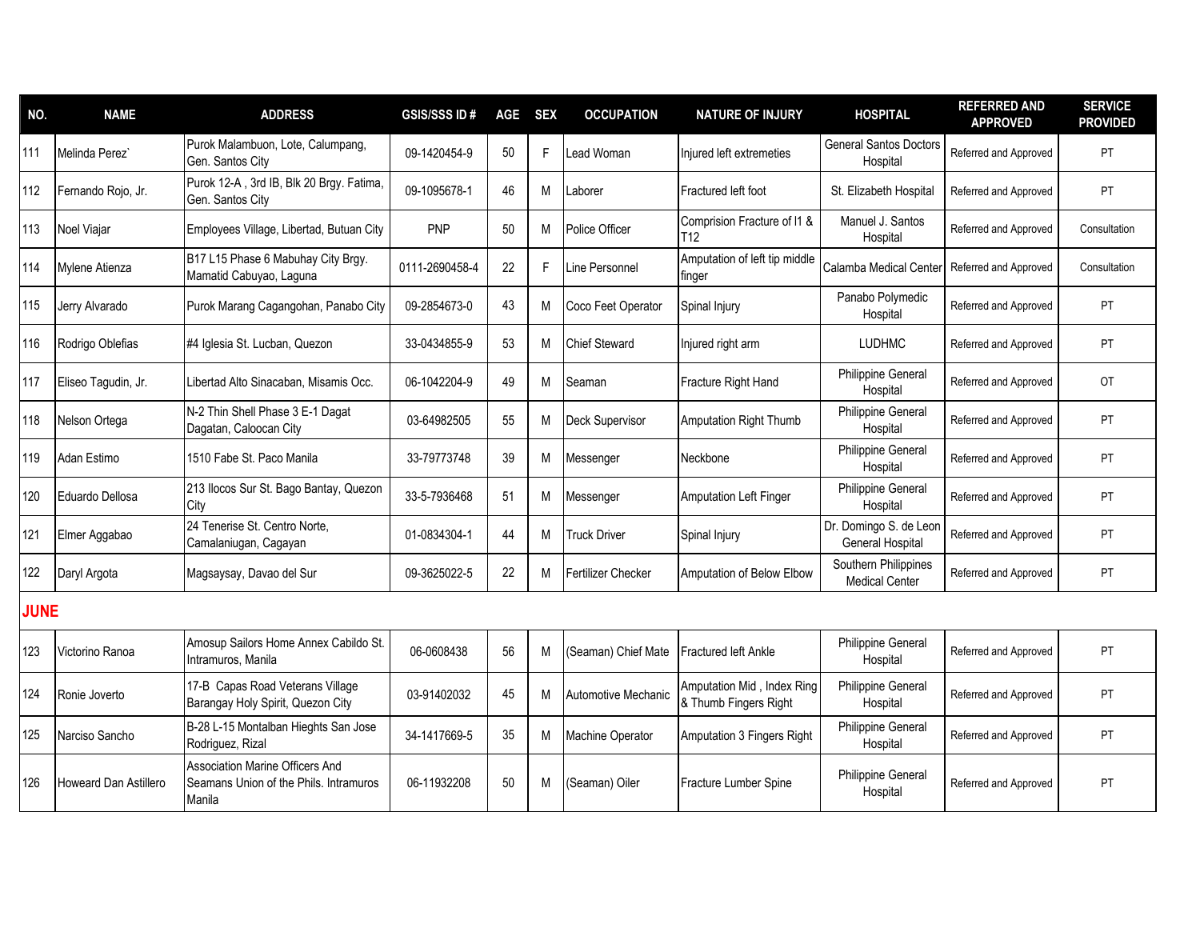| NO. | NAME | ADDRESS | GSIS/SSS ID # | AGE | SEX | OCCUPATION | NATURE OF INJURY | HOSPITAL | REFERRED AND APPROVED | SERVICE PROVIDED |
|---|---|---|---|---|---|---|---|---|---|---|
| 111 | Melinda Perez` | Purok Malambuon, Lote, Calumpang, Gen. Santos City | 09-1420454-9 | 50 | F | Lead Woman | Injured left extremeties | General Santos Doctors Hospital | Referred and Approved | PT |
| 112 | Fernando Rojo, Jr. | Purok 12-A , 3rd IB, Blk 20 Brgy. Fatima, Gen. Santos City | 09-1095678-1 | 46 | M | Laborer | Fractured left foot | St. Elizabeth Hospital | Referred and Approved | PT |
| 113 | Noel Viajar | Employees Village, Libertad, Butuan City | PNP | 50 | M | Police Officer | Comprision Fracture of l1 & T12 | Manuel J. Santos Hospital | Referred and Approved | Consultation |
| 114 | Mylene Atienza | B17 L15 Phase 6 Mabuhay City Brgy. Mamatid Cabuyao, Laguna | 0111-2690458-4 | 22 | F | Line Personnel | Amputation of left tip middle finger | Calamba Medical Center | Referred and Approved | Consultation |
| 115 | Jerry Alvarado | Purok Marang Cagangohan, Panabo City | 09-2854673-0 | 43 | M | Coco Feet Operator | Spinal Injury | Panabo Polymedic Hospital | Referred and Approved | PT |
| 116 | Rodrigo Oblefias | #4 Iglesia St. Lucban, Quezon | 33-0434855-9 | 53 | M | Chief Steward | Injured right arm | LUDHMC | Referred and Approved | PT |
| 117 | Eliseo Tagudin, Jr. | Libertad Alto Sinacaban, Misamis Occ. | 06-1042204-9 | 49 | M | Seaman | Fracture Right Hand | Philippine General Hospital | Referred and Approved | OT |
| 118 | Nelson Ortega | N-2 Thin Shell Phase 3 E-1 Dagat Dagatan, Caloocan City | 03-64982505 | 55 | M | Deck Supervisor | Amputation Right Thumb | Philippine General Hospital | Referred and Approved | PT |
| 119 | Adan Estimo | 1510 Fabe St. Paco Manila | 33-79773748 | 39 | M | Messenger | Neckbone | Philippine General Hospital | Referred and Approved | PT |
| 120 | Eduardo Dellosa | 213 Ilocos Sur St. Bago Bantay, Quezon City | 33-5-7936468 | 51 | M | Messenger | Amputation Left Finger | Philippine General Hospital | Referred and Approved | PT |
| 121 | Elmer Aggabao | 24 Tenerise St. Centro Norte, Camalaniugan, Cagayan | 01-0834304-1 | 44 | M | Truck Driver | Spinal Injury | Dr. Domingo S. de Leon General Hospital | Referred and Approved | PT |
| 122 | Daryl Argota | Magsaysay, Davao del Sur | 09-3625022-5 | 22 | M | Fertilizer Checker | Amputation of Below Elbow | Southern Philippines Medical Center | Referred and Approved | PT |
| **JUNE** | | | | | | | | | | |
| 123 | Victorino Ranoa | Amosup Sailors Home Annex Cabildo St. Intramuros, Manila | 06-0608438 | 56 | M | (Seaman) Chief Mate | Fractured left Ankle | Philippine General Hospital | Referred and Approved | PT |
| 124 | Ronie Joverto | 17-B Capas Road Veterans Village Barangay Holy Spirit, Quezon City | 03-91402032 | 45 | M | Automotive Mechanic | Amputation Mid , Index Ring & Thumb Fingers Right | Philippine General Hospital | Referred and Approved | PT |
| 125 | Narciso Sancho | B-28 L-15 Montalban Hieghts San Jose Rodriguez, Rizal | 34-1417669-5 | 35 | M | Machine Operator | Amputation 3 Fingers Right | Philippine General Hospital | Referred and Approved | PT |
| 126 | Howeard Dan Astillero | Association Marine Officers And Seamans Union of the Phils. Intramuros Manila | 06-11932208 | 50 | M | (Seaman) Oiler | Fracture Lumber Spine | Philippine General Hospital | Referred and Approved | PT |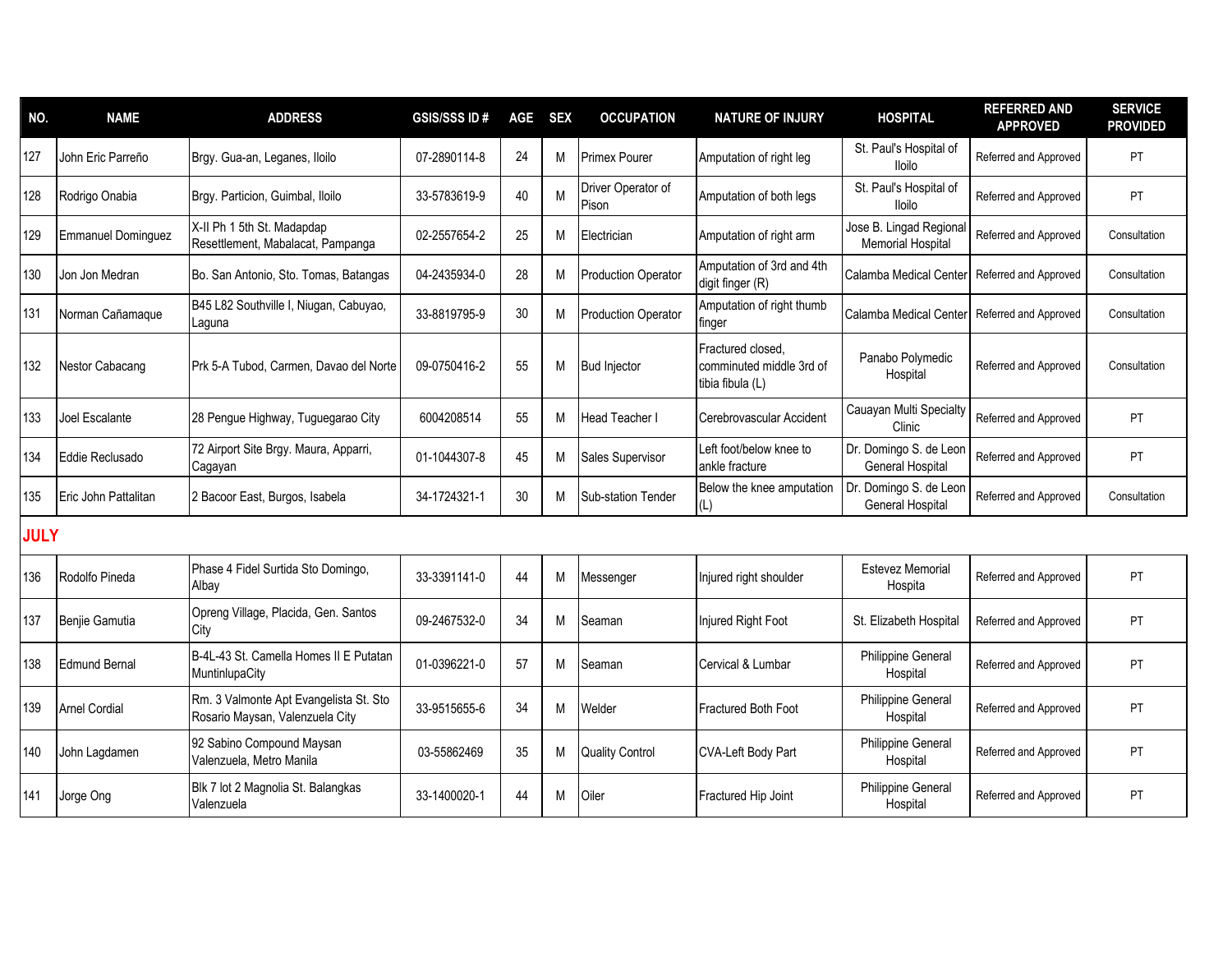| NO. | NAME | ADDRESS | GSIS/SSS ID # | AGE | SEX | OCCUPATION | NATURE OF INJURY | HOSPITAL | REFERRED AND APPROVED | SERVICE PROVIDED |
|---|---|---|---|---|---|---|---|---|---|---|
| 127 | John Eric Parreño | Brgy. Gua-an, Leganes, Iloilo | 07-2890114-8 | 24 | M | Primex Pourer | Amputation of right leg | St. Paul's Hospital of Iloilo | Referred and Approved | PT |
| 128 | Rodrigo Onabia | Brgy. Particion, Guimbal, Iloilo | 33-5783619-9 | 40 | M | Driver Operator of Pison | Amputation of both legs | St. Paul's Hospital of Iloilo | Referred and Approved | PT |
| 129 | Emmanuel Dominguez | X-II Ph 1 5th St. Madapdap Resettlement, Mabalacat, Pampanga | 02-2557654-2 | 25 | M | Electrician | Amputation of right arm | Jose B. Lingad Regional Memorial Hospital | Referred and Approved | Consultation |
| 130 | Jon Jon Medran | Bo. San Antonio, Sto. Tomas, Batangas | 04-2435934-0 | 28 | M | Production Operator | Amputation of 3rd and 4th digit finger (R) | Calamba Medical Center | Referred and Approved | Consultation |
| 131 | Norman Cañamaque | B45 L82 Southville I, Niugan, Cabuyao, Laguna | 33-8819795-9 | 30 | M | Production Operator | Amputation of right thumb finger | Calamba Medical Center | Referred and Approved | Consultation |
| 132 | Nestor Cabacang | Prk 5-A Tubod, Carmen, Davao del Norte | 09-0750416-2 | 55 | M | Bud Injector | Fractured closed, comminuted middle 3rd of tibia fibula (L) | Panabo Polymedic Hospital | Referred and Approved | Consultation |
| 133 | Joel Escalante | 28 Pengue Highway, Tuguegarao City | 6004208514 | 55 | M | Head Teacher I | Cerebrovascular Accident | Cauayan Multi Specialty Clinic | Referred and Approved | PT |
| 134 | Eddie Reclusado | 72 Airport Site Brgy. Maura, Apparri, Cagayan | 01-1044307-8 | 45 | M | Sales Supervisor | Left foot/below knee to ankle fracture | Dr. Domingo S. de Leon General Hospital | Referred and Approved | PT |
| 135 | Eric John Pattalitan | 2 Bacoor East, Burgos, Isabela | 34-1724321-1 | 30 | M | Sub-station Tender | Below the knee amputation (L) | Dr. Domingo S. de Leon General Hospital | Referred and Approved | Consultation |
| **JULY** | | | | | | | | | | |
| 136 | Rodolfo Pineda | Phase 4 Fidel Surtida Sto Domingo, Albay | 33-3391141-0 | 44 | M | Messenger | Injured right shoulder | Estevez Memorial Hospita | Referred and Approved | PT |
| 137 | Benjie Gamutia | Opreng Village, Placida, Gen. Santos City | 09-2467532-0 | 34 | M | Seaman | Injured Right Foot | St. Elizabeth Hospital | Referred and Approved | PT |
| 138 | Edmund Bernal | B-4L-43 St. Camella Homes II E Putatan MuntinlupaCity | 01-0396221-0 | 57 | M | Seaman | Cervical & Lumbar | Philippine General Hospital | Referred and Approved | PT |
| 139 | Arnel Cordial | Rm. 3 Valmonte Apt Evangelista St. Sto Rosario Maysan, Valenzuela City | 33-9515655-6 | 34 | M | Welder | Fractured Both Foot | Philippine General Hospital | Referred and Approved | PT |
| 140 | John Lagdamen | 92 Sabino Compound Maysan Valenzuela, Metro Manila | 03-55862469 | 35 | M | Quality Control | CVA-Left Body Part | Philippine General Hospital | Referred and Approved | PT |
| 141 | Jorge Ong | Blk 7 lot 2 Magnolia St. Balangkas Valenzuela | 33-1400020-1 | 44 | M | Oiler | Fractured Hip Joint | Philippine General Hospital | Referred and Approved | PT |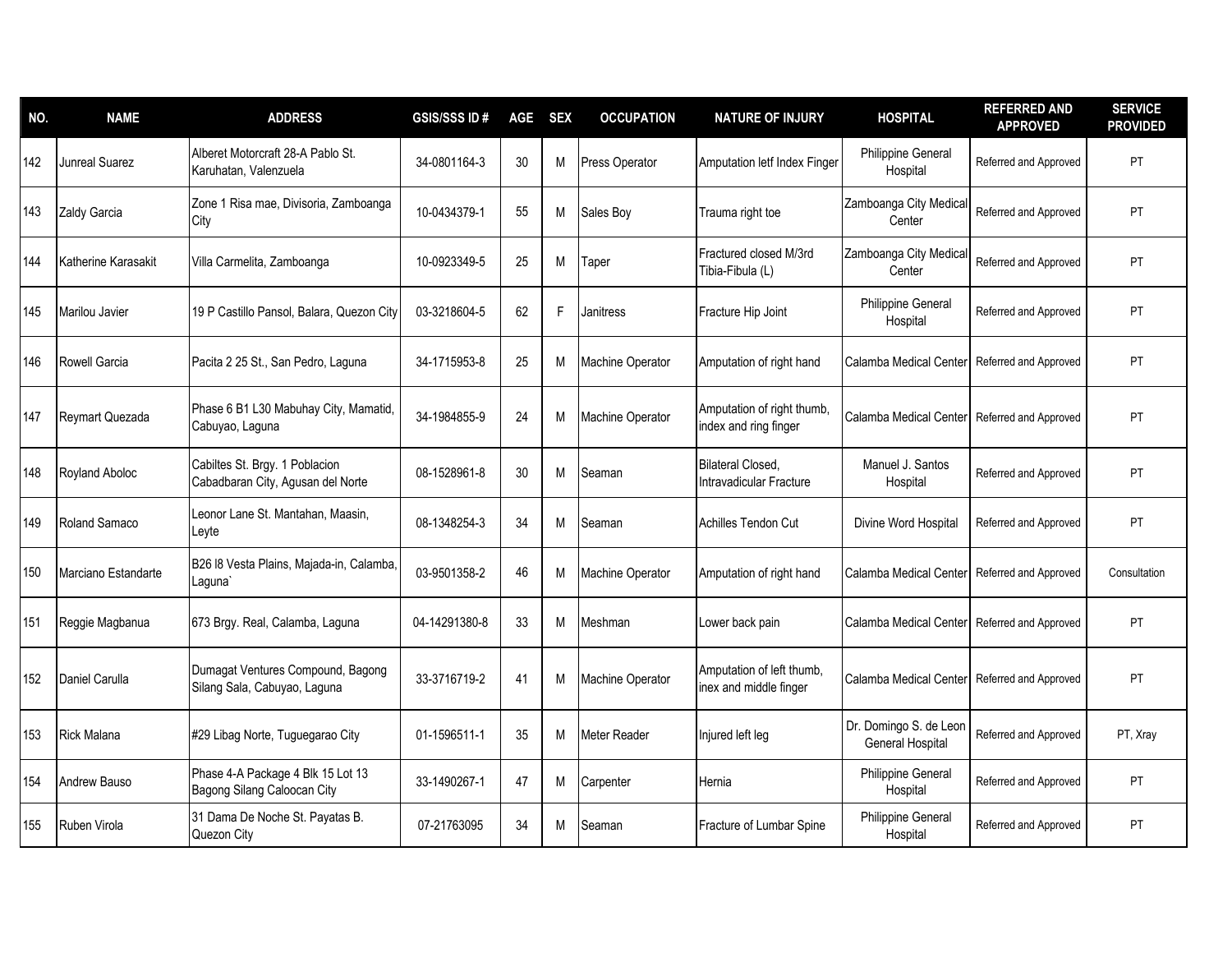| NO. | NAME | ADDRESS | GSIS/SSS ID # | AGE | SEX | OCCUPATION | NATURE OF INJURY | HOSPITAL | REFERRED AND APPROVED | SERVICE PROVIDED |
|---|---|---|---|---|---|---|---|---|---|---|
| 142 | Junreal Suarez | Alberet Motorcraft 28-A Pablo St. Karuhatan, Valenzuela | 34-0801164-3 | 30 | M | Press Operator | Amputation letf Index Finger | Philippine General Hospital | Referred and Approved | PT |
| 143 | Zaldy Garcia | Zone 1 Risa mae, Divisoria, Zamboanga City | 10-0434379-1 | 55 | M | Sales Boy | Trauma right toe | Zamboanga City Medical Center | Referred and Approved | PT |
| 144 | Katherine Karasakit | Villa Carmelita, Zamboanga | 10-0923349-5 | 25 | M | Taper | Fractured closed M/3rd Tibia-Fibula (L) | Zamboanga City Medical Center | Referred and Approved | PT |
| 145 | Marilou Javier | 19 P Castillo Pansol, Balara, Quezon City | 03-3218604-5 | 62 | F | Janitress | Fracture Hip Joint | Philippine General Hospital | Referred and Approved | PT |
| 146 | Rowell Garcia | Pacita 2 25 St., San Pedro, Laguna | 34-1715953-8 | 25 | M | Machine Operator | Amputation of right hand | Calamba Medical Center | Referred and Approved | PT |
| 147 | Reymart Quezada | Phase 6 B1 L30 Mabuhay City, Mamatid, Cabuyao, Laguna | 34-1984855-9 | 24 | M | Machine Operator | Amputation of right thumb, index and ring finger | Calamba Medical Center | Referred and Approved | PT |
| 148 | Royland Aboloc | Cabiltes St. Brgy. 1 Poblacion Cabadbaran City, Agusan del Norte | 08-1528961-8 | 30 | M | Seaman | Bilateral Closed, Intravadicular Fracture | Manuel J. Santos Hospital | Referred and Approved | PT |
| 149 | Roland Samaco | Leonor Lane St. Mantahan, Maasin, Leyte | 08-1348254-3 | 34 | M | Seaman | Achilles Tendon Cut | Divine Word Hospital | Referred and Approved | PT |
| 150 | Marciano Estandarte | B26 l8 Vesta Plains, Majada-in, Calamba, Laguna` | 03-9501358-2 | 46 | M | Machine Operator | Amputation of right hand | Calamba Medical Center | Referred and Approved | Consultation |
| 151 | Reggie Magbanua | 673 Brgy. Real, Calamba, Laguna | 04-14291380-8 | 33 | M | Meshman | Lower back pain | Calamba Medical Center | Referred and Approved | PT |
| 152 | Daniel Carulla | Dumagat Ventures Compound, Bagong Silang Sala, Cabuyao, Laguna | 33-3716719-2 | 41 | M | Machine Operator | Amputation of left thumb, inex and middle finger | Calamba Medical Center | Referred and Approved | PT |
| 153 | Rick Malana | #29 Libag Norte, Tuguegarao City | 01-1596511-1 | 35 | M | Meter Reader | Injured left leg | Dr. Domingo S. de Leon General Hospital | Referred and Approved | PT, Xray |
| 154 | Andrew Bauso | Phase 4-A Package 4 Blk 15 Lot 13 Bagong Silang Caloocan City | 33-1490267-1 | 47 | M | Carpenter | Hernia | Philippine General Hospital | Referred and Approved | PT |
| 155 | Ruben Virola | 31 Dama De Noche St. Payatas B. Quezon City | 07-21763095 | 34 | M | Seaman | Fracture of Lumbar Spine | Philippine General Hospital | Referred and Approved | PT |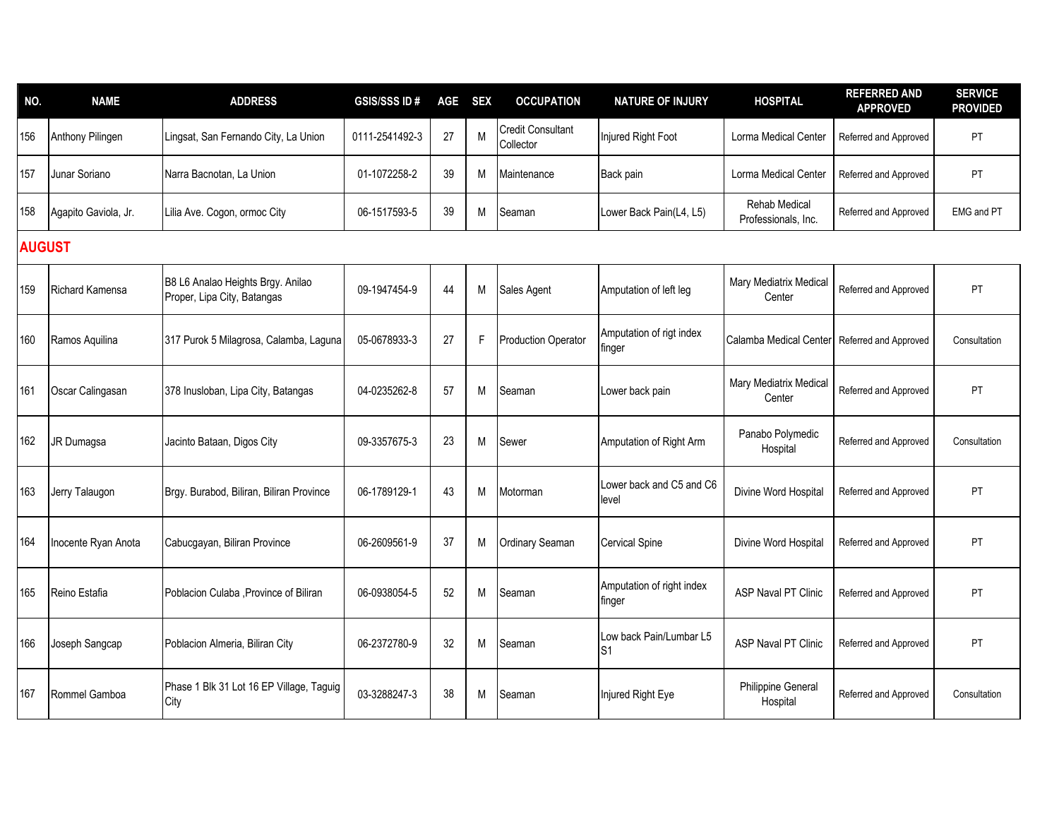| NO. | NAME | ADDRESS | GSIS/SSS ID # | AGE | SEX | OCCUPATION | NATURE OF INJURY | HOSPITAL | REFERRED AND APPROVED | SERVICE PROVIDED |
|---|---|---|---|---|---|---|---|---|---|---|
| 156 | Anthony Pilingen | Lingsat, San Fernando City, La Union | 0111-2541492-3 | 27 | M | Credit Consultant Collector | Injured Right Foot | Lorma Medical Center | Referred and Approved | PT |
| 157 | Junar Soriano | Narra Bacnotan, La Union | 01-1072258-2 | 39 | M | Maintenance | Back pain | Lorma Medical Center | Referred and Approved | PT |
| 158 | Agapito Gaviola, Jr. | Lilia Ave. Cogon, ormoc City | 06-1517593-5 | 39 | M | Seaman | Lower Back Pain(L4, L5) | Rehab Medical Professionals, Inc. | Referred and Approved | EMG and PT |
| **AUGUST** | | | | | | | | | | |
| 159 | Richard Kamensa | B8 L6 Analao Heights Brgy. Anilao Proper, Lipa City, Batangas | 09-1947454-9 | 44 | M | Sales Agent | Amputation of left leg | Mary Mediatrix Medical Center | Referred and Approved | PT |
| 160 | Ramos Aquilina | 317 Purok 5 Milagrosa, Calamba, Laguna | 05-0678933-3 | 27 | F | Production Operator | Amputation of rigt index finger | Calamba Medical Center | Referred and Approved | Consultation |
| 161 | Oscar Calingasan | 378 Inusloban, Lipa City, Batangas | 04-0235262-8 | 57 | M | Seaman | Lower back pain | Mary Mediatrix Medical Center | Referred and Approved | PT |
| 162 | JR Dumagsa | Jacinto Bataan, Digos City | 09-3357675-3 | 23 | M | Sewer | Amputation of Right Arm | Panabo Polymedic Hospital | Referred and Approved | Consultation |
| 163 | Jerry Talaugon | Brgy. Burabod, Biliran, Biliran Province | 06-1789129-1 | 43 | M | Motorman | Lower back and C5 and C6 level | Divine Word Hospital | Referred and Approved | PT |
| 164 | Inocente Ryan Anota | Cabucgayan, Biliran Province | 06-2609561-9 | 37 | M | Ordinary Seaman | Cervical Spine | Divine Word Hospital | Referred and Approved | PT |
| 165 | Reino Estafia | Poblacion Culaba ,Province of Biliran | 06-0938054-5 | 52 | M | Seaman | Amputation of right index finger | ASP Naval PT Clinic | Referred and Approved | PT |
| 166 | Joseph Sangcap | Poblacion Almeria, Biliran City | 06-2372780-9 | 32 | M | Seaman | Low back Pain/Lumbar L5 S1 | ASP Naval PT Clinic | Referred and Approved | PT |
| 167 | Rommel Gamboa | Phase 1 Blk 31 Lot 16 EP Village, Taguig City | 03-3288247-3 | 38 | M | Seaman | Injured Right Eye | Philippine General Hospital | Referred and Approved | Consultation |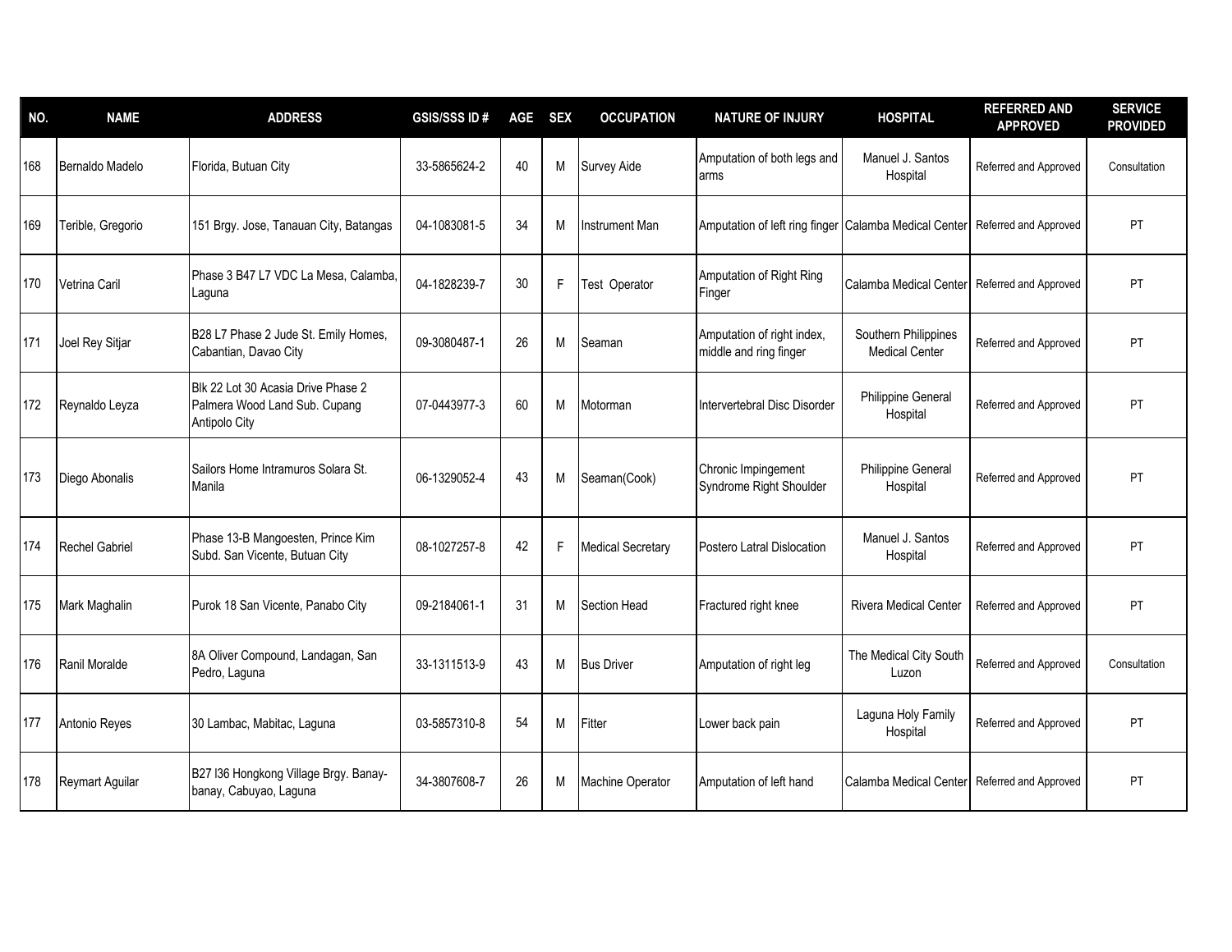| NO. | NAME | ADDRESS | GSIS/SSS ID # | AGE | SEX | OCCUPATION | NATURE OF INJURY | HOSPITAL | REFERRED AND APPROVED | SERVICE PROVIDED |
|---|---|---|---|---|---|---|---|---|---|---|
| 168 | Bernaldo Madelo | Florida, Butuan City | 33-5865624-2 | 40 | M | Survey Aide | Amputation of both legs and arms | Manuel J. Santos Hospital | Referred and Approved | Consultation |
| 169 | Terible, Gregorio | 151 Brgy. Jose, Tanauan City, Batangas | 04-1083081-5 | 34 | M | Instrument Man | Amputation of left ring finger | Calamba Medical Center | Referred and Approved | PT |
| 170 | Vetrina Caril | Phase 3 B47 L7 VDC La Mesa, Calamba, Laguna | 04-1828239-7 | 30 | F | Test Operator | Amputation of Right Ring Finger | Calamba Medical Center | Referred and Approved | PT |
| 171 | Joel Rey Sitjar | B28 L7 Phase 2 Jude St. Emily Homes, Cabantian, Davao City | 09-3080487-1 | 26 | M | Seaman | Amputation of right index, middle and ring finger | Southern Philippines Medical Center | Referred and Approved | PT |
| 172 | Reynaldo Leyza | Blk 22 Lot 30 Acasia Drive Phase 2 Palmera Wood Land Sub. Cupang Antipolo City | 07-0443977-3 | 60 | M | Motorman | Intervertebral Disc Disorder | Philippine General Hospital | Referred and Approved | PT |
| 173 | Diego Abonalis | Sailors Home Intramuros Solara St. Manila | 06-1329052-4 | 43 | M | Seaman(Cook) | Chronic Impingement Syndrome Right Shoulder | Philippine General Hospital | Referred and Approved | PT |
| 174 | Rechel Gabriel | Phase 13-B Mangoesten, Prince Kim Subd. San Vicente, Butuan City | 08-1027257-8 | 42 | F | Medical Secretary | Postero Latral Dislocation | Manuel J. Santos Hospital | Referred and Approved | PT |
| 175 | Mark Maghalin | Purok 18 San Vicente, Panabo City | 09-2184061-1 | 31 | M | Section Head | Fractured right knee | Rivera Medical Center | Referred and Approved | PT |
| 176 | Ranil Moralde | 8A Oliver Compound, Landagan, San Pedro, Laguna | 33-1311513-9 | 43 | M | Bus Driver | Amputation of right leg | The Medical City South Luzon | Referred and Approved | Consultation |
| 177 | Antonio Reyes | 30 Lambac, Mabitac, Laguna | 03-5857310-8 | 54 | M | Fitter | Lower back pain | Laguna Holy Family Hospital | Referred and Approved | PT |
| 178 | Reymart Aguilar | B27 l36 Hongkong Village Brgy. Banay-banay, Cabuyao, Laguna | 34-3807608-7 | 26 | M | Machine Operator | Amputation of left hand | Calamba Medical Center | Referred and Approved | PT |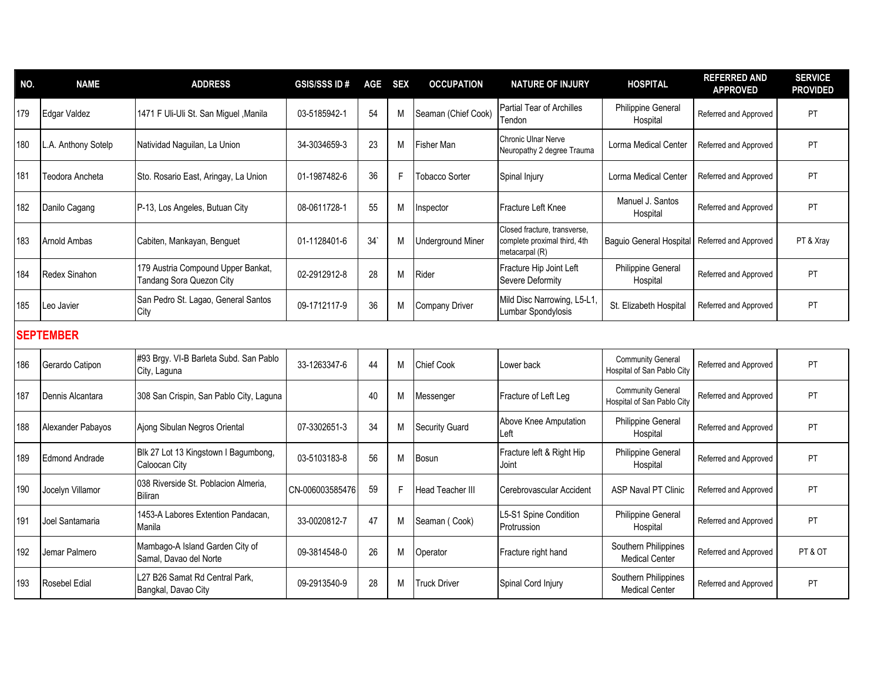| NO. | NAME | ADDRESS | GSIS/SSS ID # | AGE | SEX | OCCUPATION | NATURE OF INJURY | HOSPITAL | REFERRED AND APPROVED | SERVICE PROVIDED |
|---|---|---|---|---|---|---|---|---|---|---|
| 179 | Edgar Valdez | 1471 F Uli-Uli St. San Miguel ,Manila | 03-5185942-1 | 54 | M | Seaman (Chief Cook) | Partial Tear of Archilles Tendon | Philippine General Hospital | Referred and Approved | PT |
| 180 | L.A. Anthony Sotelp | Natividad Naguilan, La Union | 34-3034659-3 | 23 | M | Fisher Man | Chronic Ulnar Nerve Neuropathy 2 degree Trauma | Lorma Medical Center | Referred and Approved | PT |
| 181 | Teodora Ancheta | Sto. Rosario East, Aringay, La Union | 01-1987482-6 | 36 | F | Tobacco Sorter | Spinal Injury | Lorma Medical Center | Referred and Approved | PT |
| 182 | Danilo Cagang | P-13, Los Angeles, Butuan City | 08-0611728-1 | 55 | M | Inspector | Fracture Left Knee | Manuel J. Santos Hospital | Referred and Approved | PT |
| 183 | Arnold Ambas | Cabiten, Mankayan, Benguet | 01-1128401-6 | 34` | M | Underground Miner | Closed fracture, transverse, complete proximal third, 4th metacarpal (R) | Baguio General Hospital | Referred and Approved | PT & Xray |
| 184 | Redex Sinahon | 179 Austria Compound Upper Bankat, Tandang Sora Quezon City | 02-2912912-8 | 28 | M | Rider | Fracture Hip Joint Left Severe Deformity | Philippine General Hospital | Referred and Approved | PT |
| 185 | Leo Javier | San Pedro St. Lagao, General Santos City | 09-1712117-9 | 36 | M | Company Driver | Mild Disc Narrowing, L5-L1, Lumbar Spondylosis | St. Elizabeth Hospital | Referred and Approved | PT |
| **SEPTEMBER** | | | | | | | | | | |
| 186 | Gerardo Catipon | #93 Brgy. VI-B Barleta Subd. San Pablo City, Laguna | 33-1263347-6 | 44 | M | Chief Cook | Lower back | Community General Hospital of San Pablo City | Referred and Approved | PT |
| 187 | Dennis Alcantara | 308 San Crispin, San Pablo City, Laguna | | 40 | M | Messenger | Fracture of Left Leg | Community General Hospital of San Pablo City | Referred and Approved | PT |
| 188 | Alexander Pabayos | Ajong Sibulan Negros Oriental | 07-3302651-3 | 34 | M | Security Guard | Above Knee Amputation Left | Philippine General Hospital | Referred and Approved | PT |
| 189 | Edmond Andrade | Blk 27 Lot 13 Kingstown I Bagumbong, Caloocan City | 03-5103183-8 | 56 | M | Bosun | Fracture left & Right Hip Joint | Philippine General Hospital | Referred and Approved | PT |
| 190 | Jocelyn Villamor | 038 Riverside St. Poblacion Almeria, Biliran | CN-006003585476 | 59 | F | Head Teacher III | Cerebrovascular Accident | ASP Naval PT Clinic | Referred and Approved | PT |
| 191 | Joel Santamaria | 1453-A Labores Extention Pandacan, Manila | 33-0020812-7 | 47 | M | Seaman ( Cook) | L5-S1 Spine Condition Protrussion | Philippine General Hospital | Referred and Approved | PT |
| 192 | Jemar Palmero | Mambago-A Island Garden City of Samal, Davao del Norte | 09-3814548-0 | 26 | M | Operator | Fracture right hand | Southern Philippines Medical Center | Referred and Approved | PT & OT |
| 193 | Rosebel Edial | L27 B26 Samat Rd Central Park, Bangkal, Davao City | 09-2913540-9 | 28 | M | Truck Driver | Spinal Cord Injury | Southern Philippines Medical Center | Referred and Approved | PT |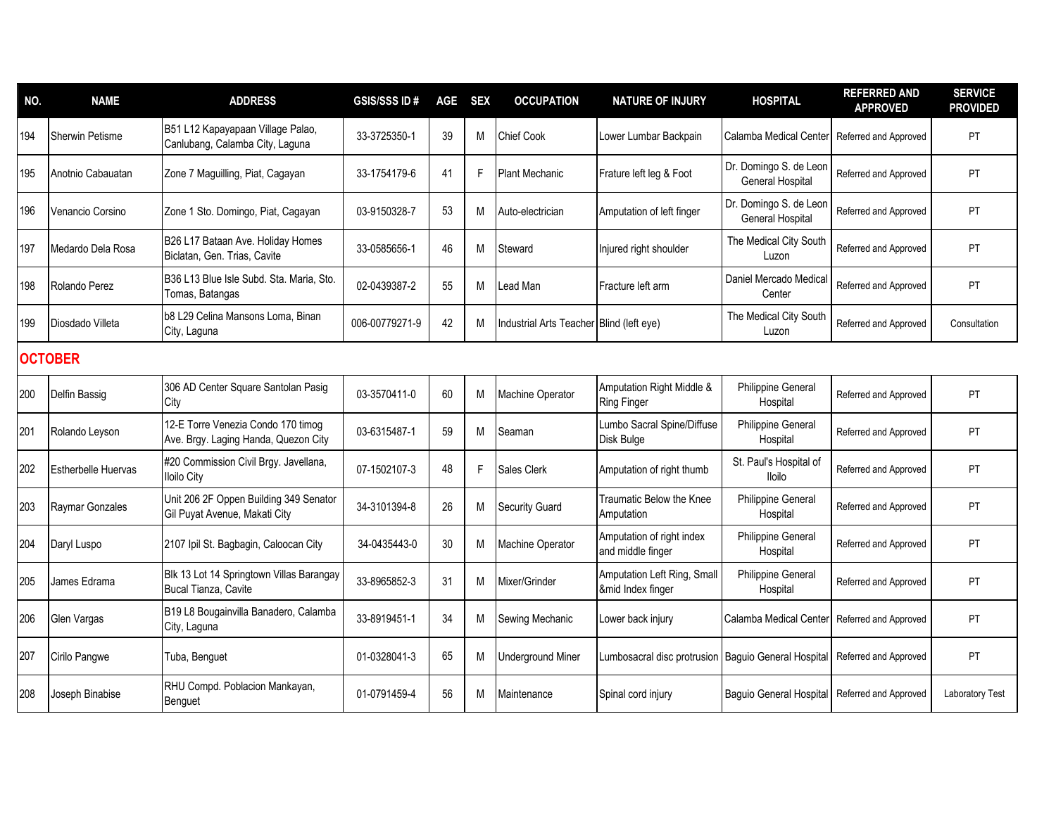| NO. | NAME | ADDRESS | GSIS/SSS ID # | AGE | SEX | OCCUPATION | NATURE OF INJURY | HOSPITAL | REFERRED AND APPROVED | SERVICE PROVIDED |
|---|---|---|---|---|---|---|---|---|---|---|
| 194 | Sherwin Petisme | B51 L12 Kapayapaan Village Palao, Canlubang, Calamba City, Laguna | 33-3725350-1 | 39 | M | Chief Cook | Lower Lumbar Backpain | Calamba Medical Center | Referred and Approved | PT |
| 195 | Anotnio Cabauatan | Zone 7 Maguilling, Piat, Cagayan | 33-1754179-6 | 41 | F | Plant Mechanic | Frature left leg & Foot | Dr. Domingo S. de Leon General Hospital | Referred and Approved | PT |
| 196 | Venancio Corsino | Zone 1 Sto. Domingo, Piat, Cagayan | 03-9150328-7 | 53 | M | Auto-electrician | Amputation of left finger | Dr. Domingo S. de Leon General Hospital | Referred and Approved | PT |
| 197 | Medardo Dela Rosa | B26 L17 Bataan Ave. Holiday Homes Biclatan, Gen. Trias, Cavite | 33-0585656-1 | 46 | M | Steward | Injured right shoulder | The Medical City South Luzon | Referred and Approved | PT |
| 198 | Rolando Perez | B36 L13 Blue Isle Subd. Sta. Maria, Sto. Tomas, Batangas | 02-0439387-2 | 55 | M | Lead Man | Fracture left arm | Daniel Mercado Medical Center | Referred and Approved | PT |
| 199 | Diosdado Villeta | b8 L29 Celina Mansons Loma, Binan City, Laguna | 006-00779271-9 | 42 | M | Industrial Arts Teacher | Blind (left eye) | The Medical City South Luzon | Referred and Approved | Consultation |
| **OCTOBER** | | | | | | | | | | |
| 200 | Delfin Bassig | 306 AD Center Square Santolan Pasig City | 03-3570411-0 | 60 | M | Machine Operator | Amputation Right Middle & Ring Finger | Philippine General Hospital | Referred and Approved | PT |
| 201 | Rolando Leyson | 12-E Torre Venezia Condo 170 timog Ave. Brgy. Laging Handa, Quezon City | 03-6315487-1 | 59 | M | Seaman | Lumbo Sacral Spine/Diffuse Disk Bulge | Philippine General Hospital | Referred and Approved | PT |
| 202 | Estherbelle Huervas | #20 Commission Civil Brgy. Javellana, Iloilo City | 07-1502107-3 | 48 | F | Sales Clerk | Amputation of right thumb | St. Paul's Hospital of Iloilo | Referred and Approved | PT |
| 203 | Raymar Gonzales | Unit 206 2F Oppen Building 349 Senator Gil Puyat Avenue, Makati City | 34-3101394-8 | 26 | M | Security Guard | Traumatic Below the Knee Amputation | Philippine General Hospital | Referred and Approved | PT |
| 204 | Daryl Luspo | 2107 Ipil St. Bagbagin, Caloocan City | 34-0435443-0 | 30 | M | Machine Operator | Amputation of right index and middle finger | Philippine General Hospital | Referred and Approved | PT |
| 205 | James Edrama | Blk 13 Lot 14 Springtown Villas Barangay Bucal Tianza, Cavite | 33-8965852-3 | 31 | M | Mixer/Grinder | Amputation Left Ring, Small &mid Index finger | Philippine General Hospital | Referred and Approved | PT |
| 206 | Glen Vargas | B19 L8 Bougainvilla Banadero, Calamba City, Laguna | 33-8919451-1 | 34 | M | Sewing Mechanic | Lower back injury | Calamba Medical Center | Referred and Approved | PT |
| 207 | Cirilo Pangwe | Tuba, Benguet | 01-0328041-3 | 65 | M | Underground Miner | Lumbosacral disc protrusion | Baguio General Hospital | Referred and Approved | PT |
| 208 | Joseph Binabise | RHU Compd. Poblacion Mankayan, Benguet | 01-0791459-4 | 56 | M | Maintenance | Spinal cord injury | Baguio General Hospital | Referred and Approved | Laboratory Test |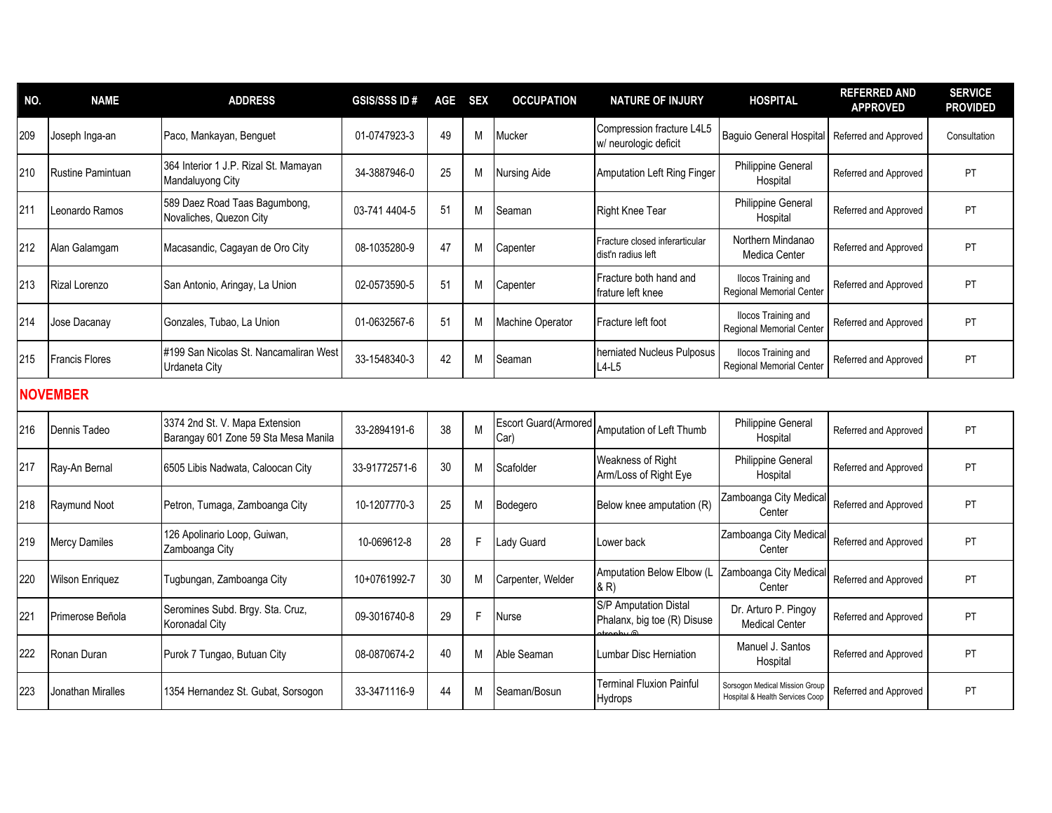| NO. | NAME | ADDRESS | GSIS/SSS ID # | AGE | SEX | OCCUPATION | NATURE OF INJURY | HOSPITAL | REFERRED AND APPROVED | SERVICE PROVIDED |
|---|---|---|---|---|---|---|---|---|---|---|
| 209 | Joseph Inga-an | Paco, Mankayan, Benguet | 01-0747923-3 | 49 | M | Mucker | Compression fracture L4L5 w/ neurologic deficit | Baguio General Hospital | Referred and Approved | Consultation |
| 210 | Rustine Pamintuan | 364 Interior 1 J.P. Rizal St. Mamayan Mandaluyong City | 34-3887946-0 | 25 | M | Nursing Aide | Amputation Left Ring Finger | Philippine General Hospital | Referred and Approved | PT |
| 211 | Leonardo Ramos | 589 Daez Road Taas Bagumbong, Novaliches, Quezon City | 03-741 4404-5 | 51 | M | Seaman | Right Knee Tear | Philippine General Hospital | Referred and Approved | PT |
| 212 | Alan Galamgam | Macasandic, Cagayan de Oro City | 08-1035280-9 | 47 | M | Capenter | Fracture closed inferarticular dist'n radius left | Northern Mindanao Medica Center | Referred and Approved | PT |
| 213 | Rizal Lorenzo | San Antonio, Aringay, La Union | 02-0573590-5 | 51 | M | Capenter | Fracture both hand and frature left knee | Ilocos Training and Regional Memorial Center | Referred and Approved | PT |
| 214 | Jose Dacanay | Gonzales, Tubao, La Union | 01-0632567-6 | 51 | M | Machine Operator | Fracture left foot | Ilocos Training and Regional Memorial Center | Referred and Approved | PT |
| 215 | Francis Flores | #199 San Nicolas St. Nancamaliran West Urdaneta City | 33-1548340-3 | 42 | M | Seaman | herniated Nucleus Pulposus L4-L5 | Ilocos Training and Regional Memorial Center | Referred and Approved | PT |
| **NOVEMBER** | | | | | | | | | | |
| 216 | Dennis Tadeo | 3374 2nd St. V. Mapa Extension Barangay 601 Zone 59 Sta Mesa Manila | 33-2894191-6 | 38 | M | Escort Guard(Armored Car) | Amputation of Left Thumb | Philippine General Hospital | Referred and Approved | PT |
| 217 | Ray-An Bernal | 6505 Libis Nadwata, Caloocan City | 33-91772571-6 | 30 | M | Scafolder | Weakness of Right Arm/Loss of Right Eye | Philippine General Hospital | Referred and Approved | PT |
| 218 | Raymund Noot | Petron, Tumaga, Zamboanga City | 10-1207770-3 | 25 | M | Bodegero | Below knee amputation (R) | Zamboanga City Medical Center | Referred and Approved | PT |
| 219 | Mercy Damiles | 126 Apolinario Loop, Guiwan, Zamboanga City | 10-069612-8 | 28 | F | Lady Guard | Lower back | Zamboanga City Medical Center | Referred and Approved | PT |
| 220 | Wilson Enriquez | Tugbungan, Zamboanga City | 10+0761992-7 | 30 | M | Carpenter, Welder | Amputation Below Elbow (L & R) | Zamboanga City Medical Center | Referred and Approved | PT |
| 221 | Primerose Beñola | Seromines Subd. Brgy. Sta. Cruz, Koronadal City | 09-3016740-8 | 29 | F | Nurse | S/P Amputation Distal Phalanx, big toe (R) Disuse atrophy ® | Dr. Arturo P. Pingoy Medical Center | Referred and Approved | PT |
| 222 | Ronan Duran | Purok 7 Tungao, Butuan City | 08-0870674-2 | 40 | M | Able Seaman | Lumbar Disc Herniation | Manuel J. Santos Hospital | Referred and Approved | PT |
| 223 | Jonathan Miralles | 1354 Hernandez St. Gubat, Sorsogon | 33-3471116-9 | 44 | M | Seaman/Bosun | Terminal Fluxion Painful Hydrops | Sorsogon Medical Mission Group Hospital & Health Services Coop | Referred and Approved | PT |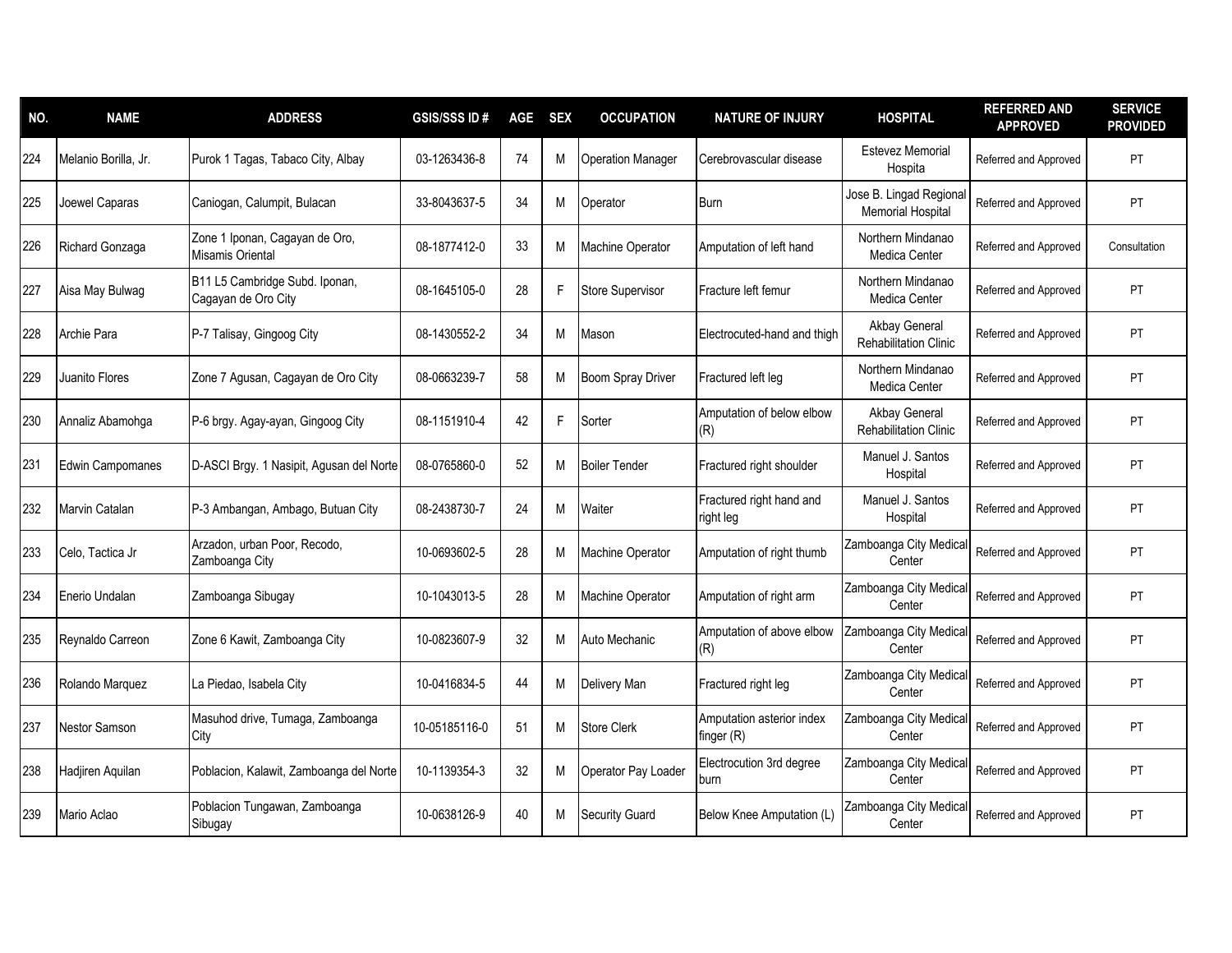| NO. | NAME | ADDRESS | GSIS/SSS ID # | AGE | SEX | OCCUPATION | NATURE OF INJURY | HOSPITAL | REFERRED AND APPROVED | SERVICE PROVIDED |
|---|---|---|---|---|---|---|---|---|---|---|
| 224 | Melanio Borilla, Jr. | Purok 1 Tagas, Tabaco City, Albay | 03-1263436-8 | 74 | M | Operation Manager | Cerebrovascular disease | Estevez Memorial Hospita | Referred and Approved | PT |
| 225 | Joewel Caparas | Caniogan, Calumpit, Bulacan | 33-8043637-5 | 34 | M | Operator | Burn | Jose B. Lingad Regional Memorial Hospital | Referred and Approved | PT |
| 226 | Richard Gonzaga | Zone 1 Iponan, Cagayan de Oro, Misamis Oriental | 08-1877412-0 | 33 | M | Machine Operator | Amputation of left hand | Northern Mindanao Medica Center | Referred and Approved | Consultation |
| 227 | Aisa May Bulwag | B11 L5 Cambridge Subd. Iponan, Cagayan de Oro City | 08-1645105-0 | 28 | F | Store Supervisor | Fracture left femur | Northern Mindanao Medica Center | Referred and Approved | PT |
| 228 | Archie Para | P-7 Talisay, Gingoog City | 08-1430552-2 | 34 | M | Mason | Electrocuted-hand and thigh | Akbay General Rehabilitation Clinic | Referred and Approved | PT |
| 229 | Juanito Flores | Zone 7 Agusan, Cagayan de Oro City | 08-0663239-7 | 58 | M | Boom Spray Driver | Fractured left leg | Northern Mindanao Medica Center | Referred and Approved | PT |
| 230 | Annaliz Abamohga | P-6 brgy. Agay-ayan, Gingoog City | 08-1151910-4 | 42 | F | Sorter | Amputation of below elbow (R) | Akbay General Rehabilitation Clinic | Referred and Approved | PT |
| 231 | Edwin Campomanes | D-ASCI Brgy. 1 Nasipit, Agusan del Norte | 08-0765860-0 | 52 | M | Boiler Tender | Fractured right shoulder | Manuel J. Santos Hospital | Referred and Approved | PT |
| 232 | Marvin Catalan | P-3 Ambangan, Ambago, Butuan City | 08-2438730-7 | 24 | M | Waiter | Fractured right hand and right leg | Manuel J. Santos Hospital | Referred and Approved | PT |
| 233 | Celo, Tactica Jr | Arzadon, urban Poor, Recodo, Zamboanga City | 10-0693602-5 | 28 | M | Machine Operator | Amputation of right thumb | Zamboanga City Medical Center | Referred and Approved | PT |
| 234 | Enerio Undalan | Zamboanga Sibugay | 10-1043013-5 | 28 | M | Machine Operator | Amputation of right arm | Zamboanga City Medical Center | Referred and Approved | PT |
| 235 | Reynaldo Carreon | Zone 6 Kawit, Zamboanga City | 10-0823607-9 | 32 | M | Auto Mechanic | Amputation of above elbow (R) | Zamboanga City Medical Center | Referred and Approved | PT |
| 236 | Rolando Marquez | La Piedao, Isabela City | 10-0416834-5 | 44 | M | Delivery Man | Fractured right leg | Zamboanga City Medical Center | Referred and Approved | PT |
| 237 | Nestor Samson | Masuhod drive, Tumaga, Zamboanga City | 10-05185116-0 | 51 | M | Store Clerk | Amputation asterior index finger (R) | Zamboanga City Medical Center | Referred and Approved | PT |
| 238 | Hadjiren Aquilan | Poblacion, Kalawit, Zamboanga del Norte | 10-1139354-3 | 32 | M | Operator Pay Loader | Electrocution 3rd degree burn | Zamboanga City Medical Center | Referred and Approved | PT |
| 239 | Mario Aclao | Poblacion Tungawan, Zamboanga Sibugay | 10-0638126-9 | 40 | M | Security Guard | Below Knee Amputation (L) | Zamboanga City Medical Center | Referred and Approved | PT |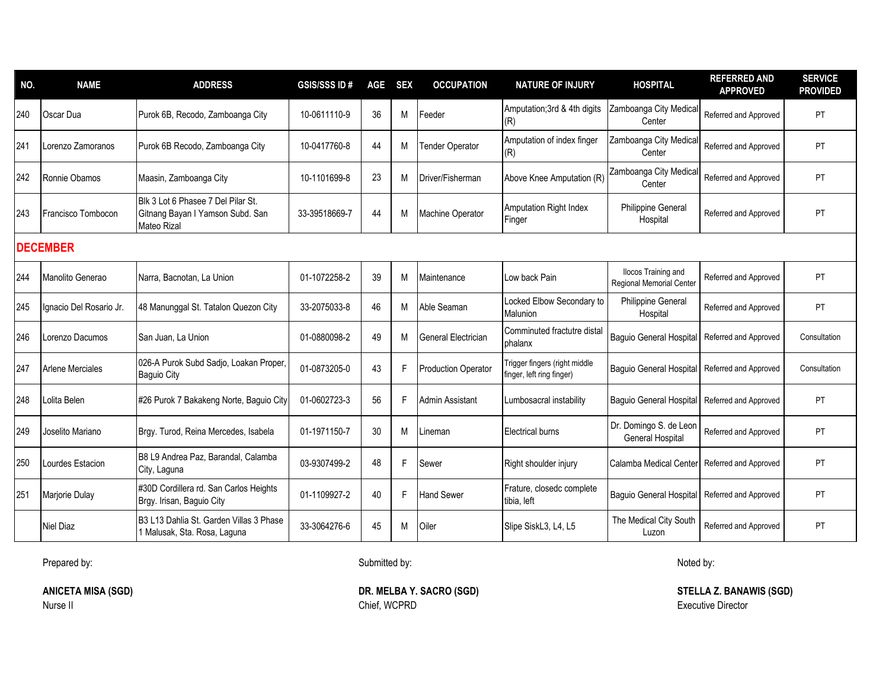| NO. | NAME | ADDRESS | GSIS/SSS ID # | AGE | SEX | OCCUPATION | NATURE OF INJURY | HOSPITAL | REFERRED AND APPROVED | SERVICE PROVIDED |
|---|---|---|---|---|---|---|---|---|---|---|
| 240 | Oscar Dua | Purok 6B, Recodo, Zamboanga City | 10-0611110-9 | 36 | M | Feeder | Amputation;3rd & 4th digits (R) | Zamboanga City Medical Center | Referred and Approved | PT |
| 241 | Lorenzo Zamoranos | Purok 6B Recodo, Zamboanga City | 10-0417760-8 | 44 | M | Tender Operator | Amputation of index finger (R) | Zamboanga City Medical Center | Referred and Approved | PT |
| 242 | Ronnie Obamos | Maasin, Zamboanga City | 10-1101699-8 | 23 | M | Driver/Fisherman | Above Knee Amputation (R) | Zamboanga City Medical Center | Referred and Approved | PT |
| 243 | Francisco Tombocon | Blk 3 Lot 6 Phasee 7 Del Pilar St. Gitnang Bayan I Yamson Subd. San Mateo Rizal | 33-39518669-7 | 44 | M | Machine Operator | Amputation Right Index Finger | Philippine General Hospital | Referred and Approved | PT |
| **DECEMBER** | | | | | | | | | | |
| 244 | Manolito Generao | Narra, Bacnotan, La Union | 01-1072258-2 | 39 | M | Maintenance | Low back Pain | Ilocos Training and Regional Memorial Center | Referred and Approved | PT |
| 245 | Ignacio Del Rosario Jr. | 48 Manunggal St. Tatalon Quezon City | 33-2075033-8 | 46 | M | Able Seaman | Locked Elbow Secondary to Malunion | Philippine General Hospital | Referred and Approved | PT |
| 246 | Lorenzo Dacumos | San Juan, La Union | 01-0880098-2 | 49 | M | General Electrician | Comminuted fractutre distal phalanx | Baguio General Hospital | Referred and Approved | Consultation |
| 247 | Arlene Merciales | 026-A Purok Subd Sadjo, Loakan Proper, Baguio City | 01-0873205-0 | 43 | F | Production Operator | Trigger fingers (right middle finger, left ring finger) | Baguio General Hospital | Referred and Approved | Consultation |
| 248 | Lolita Belen | #26 Purok 7 Bakakeng Norte, Baguio City | 01-0602723-3 | 56 | F | Admin Assistant | Lumbosacral instability | Baguio General Hospital | Referred and Approved | PT |
| 249 | Joselito Mariano | Brgy. Turod, Reina Mercedes, Isabela | 01-1971150-7 | 30 | M | Lineman | Electrical burns | Dr. Domingo S. de Leon General Hospital | Referred and Approved | PT |
| 250 | Lourdes Estacion | B8 L9 Andrea Paz, Barandal, Calamba City, Laguna | 03-9307499-2 | 48 | F | Sewer | Right shoulder injury | Calamba Medical Center | Referred and Approved | PT |
| 251 | Marjorie Dulay | #30D Cordillera rd. San Carlos Heights Brgy. Irisan, Baguio City | 01-1109927-2 | 40 | F | Hand Sewer | Frature, closedc complete tibia, left | Baguio General Hospital | Referred and Approved | PT |
| | Niel Diaz | B3 L13 Dahlia St. Garden Villas 3 Phase 1 Malusak, Sta. Rosa, Laguna | 33-3064276-6 | 45 | M | Oiler | Slipe SiskL3, L4, L5 | The Medical City South Luzon | Referred and Approved | PT |

Prepared by:

**ANICETA MISA (SGD)**
Nurse II

Submitted by:

**DR. MELBA Y. SACRO (SGD)**
Chief, WCPRD

Noted by:

**STELLA Z. BANAWIS (SGD)**
Executive Director